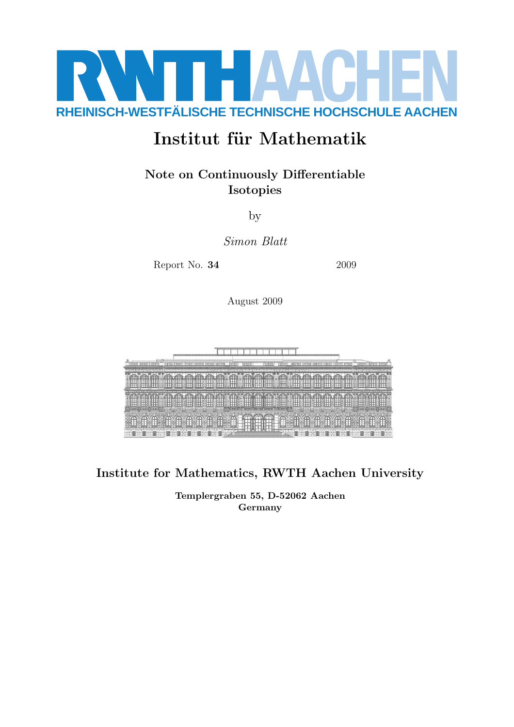RWTH AACHEN

RHEINISCH-WESTFÄLISCHE TECHNISCHE HOCHSCHULE AACHEN

# Institut für Mathematik

## Note on Continuously Differentiable Isotopies

by

*Simon Blatt*

Report No. **34** 2009

August 2009

**Institute for Mathematics, RWTH Aachen University**

**Templergraben 55, D-52062 Aachen**
**Germany**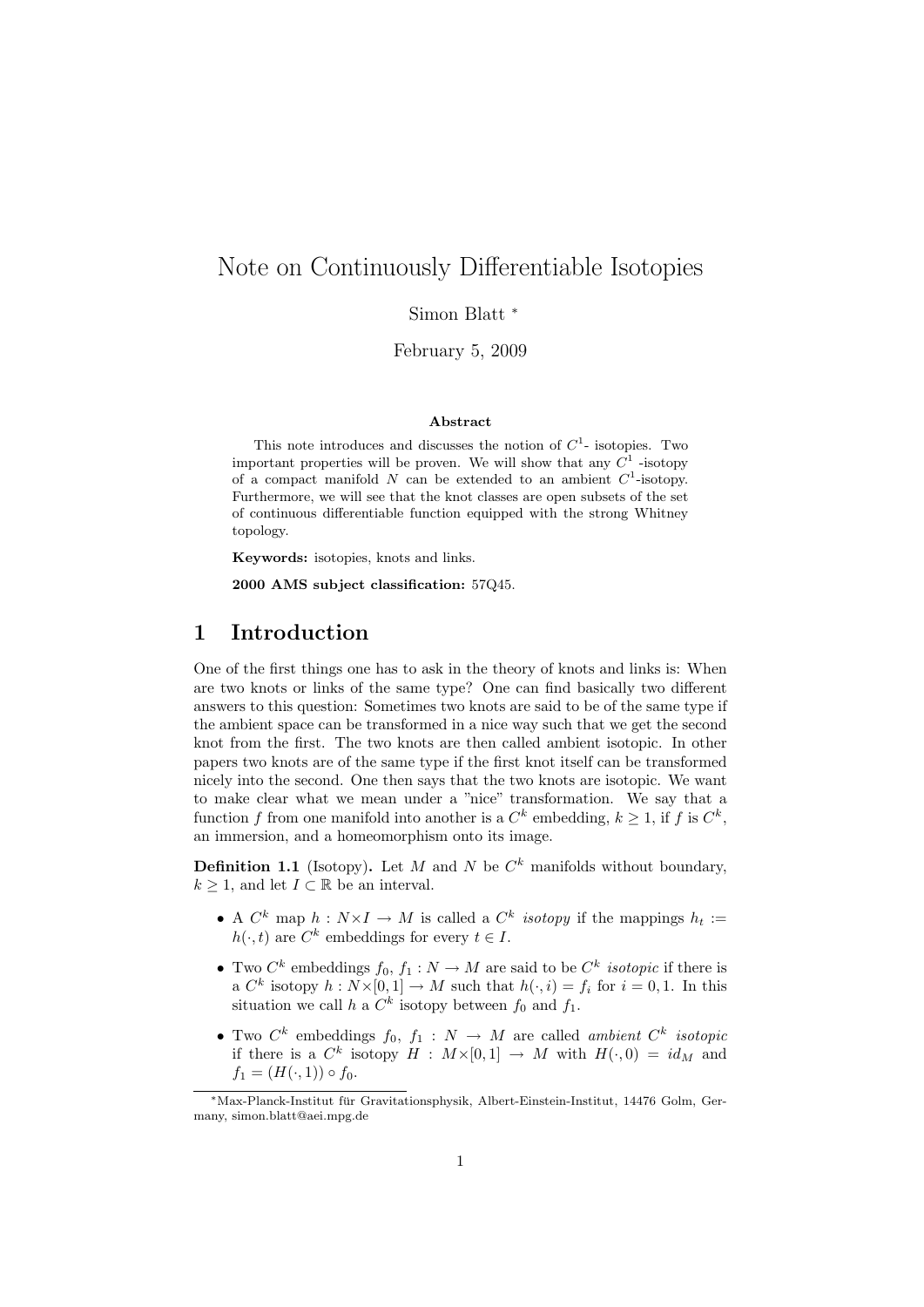# Note on Continuously Differentiable Isotopies

Simon Blatt [*]

February 5, 2009

### Abstract

This note introduces and discusses the notion of $C^1$- isotopies. Two important properties will be proven. We will show that any $C^1$ -isotopy of a compact manifold $N$ can be extended to an ambient $C^1$-isotopy. Furthermore, we will see that the knot classes are open subsets of the set of continuous differentiable function equipped with the strong Whitney topology.

**Keywords:** isotopies, knots and links.

**2000 AMS subject classification:** 57Q45.

## 1 Introduction

One of the first things one has to ask in the theory of knots and links is: When are two knots or links of the same type? One can find basically two different answers to this question: Sometimes two knots are said to be of the same type if the ambient space can be transformed in a nice way such that we get the second knot from the first. The two knots are then called ambient isotopic. In other papers two knots are of the same type if the first knot itself can be transformed nicely into the second. One then says that the two knots are isotopic. We want to make clear what we mean under a "nice" transformation. We say that a function $f$ from one manifold into another is a $C^k$ embedding, $k \geq 1$, if $f$ is $C^k$, an immersion, and a homeomorphism onto its image.

**Definition 1.1** (Isotopy)**.** Let $M$ and $N$ be $C^k$ manifolds without boundary, $k \geq 1$, and let $I \subset \mathbb{R}$ be an interval.

- A $C^k$ map $h : N \times I \to M$ is called a $C^k$ *isotopy* if the mappings $h_t := h(\cdot, t)$ are $C^k$ embeddings for every $t \in I$.
- Two $C^k$ embeddings $f_0$, $f_1 : N \to M$ are said to be $C^k$ *isotopic* if there is a $C^k$ isotopy $h : N \times [0, 1] \to M$ such that $h(\cdot, i) = f_i$ for $i = 0, 1$. In this situation we call $h$ a $C^k$ isotopy between $f_0$ and $f_1$.
- Two $C^k$ embeddings $f_0$, $f_1 : N \to M$ are called *ambient $C^k$ isotopic* if there is a $C^k$ isotopy $H : M \times [0, 1] \to M$ with $H(\cdot, 0) = id_M$ and $f_1 = (H(\cdot, 1)) \circ f_0$.

[*] Max-Planck-Institut für Gravitationsphysik, Albert-Einstein-Institut, 14476 Golm, Germany, simon.blatt@aei.mpg.de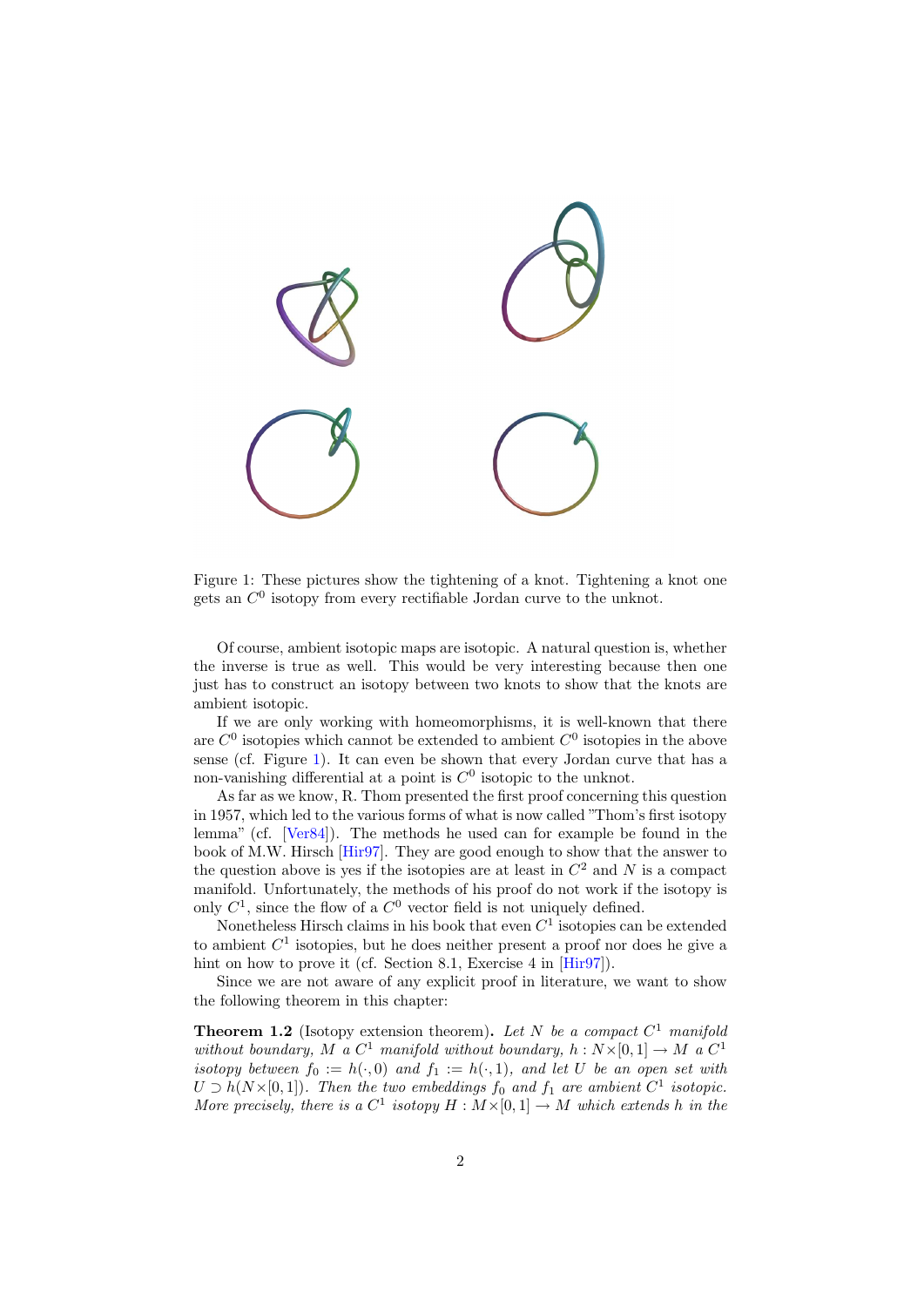Figure 1: These pictures show the tightening of a knot. Tightening a knot one gets an $C^0$ isotopy from every rectifiable Jordan curve to the unknot.

Of course, ambient isotopic maps are isotopic. A natural question is, whether the inverse is true as well. This would be very interesting because then one just has to construct an isotopy between two knots to show that the knots are ambient isotopic.

If we are only working with homeomorphisms, it is well-known that there are $C^0$ isotopies which cannot be extended to ambient $C^0$ isotopies in the above sense (cf. Figure 1). It can even be shown that every Jordan curve that has a non-vanishing differential at a point is $C^0$ isotopic to the unknot.

As far as we know, R. Thom presented the first proof concerning this question in 1957, which led to the various forms of what is now called "Thom's first isotopy lemma" (cf. [Ver84]). The methods he used can for example be found in the book of M.W. Hirsch [Hir97]. They are good enough to show that the answer to the question above is yes if the isotopies are at least in $C^2$ and $N$ is a compact manifold. Unfortunately, the methods of his proof do not work if the isotopy is only $C^1$, since the flow of a $C^0$ vector field is not uniquely defined.

Nonetheless Hirsch claims in his book that even $C^1$ isotopies can be extended to ambient $C^1$ isotopies, but he does neither present a proof nor does he give a hint on how to prove it (cf. Section 8.1, Exercise 4 in [Hir97]).

Since we are not aware of any explicit proof in literature, we want to show the following theorem in this chapter:

**Theorem 1.2** (Isotopy extension theorem)**.** *Let $N$ be a compact $C^1$ manifold without boundary, $M$ a $C^1$ manifold without boundary, $h : N\times[0,1] \to M$ a $C^1$ isotopy between $f_0 := h(\cdot, 0)$ and $f_1 := h(\cdot, 1)$, and let $U$ be an open set with $U \supset h(N\times[0,1])$. Then the two embeddings $f_0$ and $f_1$ are ambient $C^1$ isotopic. More precisely, there is a $C^1$ isotopy $H : M\times[0,1] \to M$ which extends $h$ in the*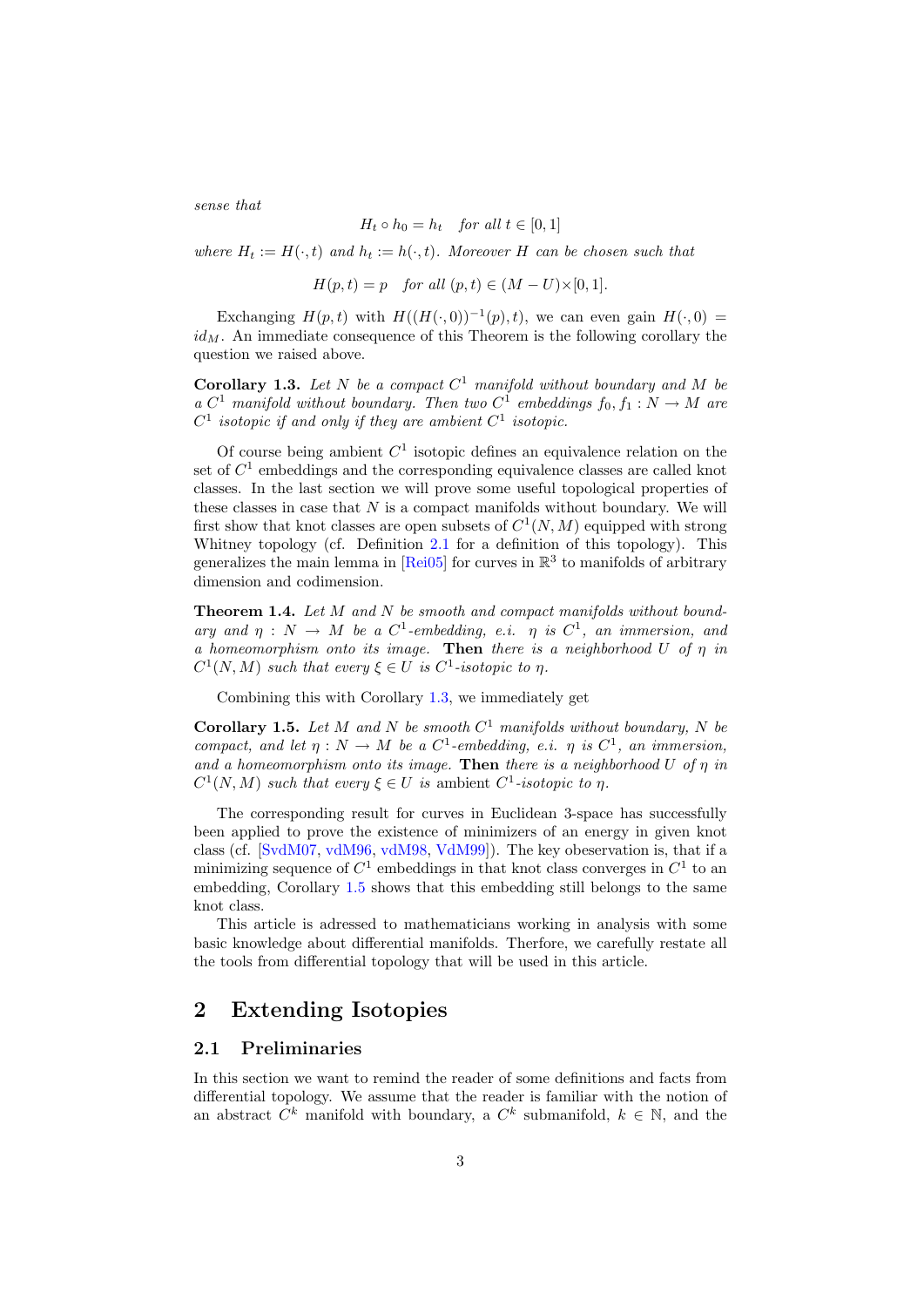*sense that*

$$H_t \circ h_0 = h_t \quad \textit{for all } t \in [0,1]$$

*where* $H_t := H(\cdot, t)$ *and* $h_t := h(\cdot, t)$. *Moreover* $H$ *can be chosen such that*

$$H(p,t) = p \quad \textit{for all } (p,t) \in (M - U) \times [0,1].$$

Exchanging $H(p,t)$ with $H((H(\cdot,0))^{-1}(p),t)$, we can even gain $H(\cdot,0) = id_M$. An immediate consequence of this Theorem is the following corollary the question we raised above.

**Corollary 1.3.** *Let* $N$ *be a compact* $C^1$ *manifold without boundary and* $M$ *be a* $C^1$ *manifold without boundary. Then two* $C^1$ *embeddings* $f_0, f_1 : N \to M$ *are* $C^1$ *isotopic if and only if they are ambient* $C^1$ *isotopic.*

Of course being ambient $C^1$ isotopic defines an equivalence relation on the set of $C^1$ embeddings and the corresponding equivalence classes are called knot classes. In the last section we will prove some useful topological properties of these classes in case that $N$ is a compact manifolds without boundary. We will first show that knot classes are open subsets of $C^1(N,M)$ equipped with strong Whitney topology (cf. Definition 2.1 for a definition of this topology). This generalizes the main lemma in [Rei05] for curves in $\mathbb{R}^3$ to manifolds of arbitrary dimension and codimension.

**Theorem 1.4.** *Let* $M$ *and* $N$ *be smooth and compact manifolds without boundary and* $\eta : N \to M$ *be a* $C^1$*-embedding, e.i.* $\eta$ *is* $C^1$*, an immersion, and a homeomorphism onto its image.* **Then** *there is a neighborhood* $U$ *of* $\eta$ *in* $C^1(N,M)$ *such that every* $\xi \in U$ *is* $C^1$*-isotopic to* $\eta$*.*

Combining this with Corollary 1.3, we immediately get

**Corollary 1.5.** *Let* $M$ *and* $N$ *be smooth* $C^1$ *manifolds without boundary,* $N$ *be compact, and let* $\eta : N \to M$ *be a* $C^1$*-embedding, e.i.* $\eta$ *is* $C^1$*, an immersion, and a homeomorphism onto its image.* **Then** *there is a neighborhood* $U$ *of* $\eta$ *in* $C^1(N,M)$ *such that every* $\xi \in U$ *is* ambient $C^1$*-isotopic to* $\eta$*.*

The corresponding result for curves in Euclidean 3-space has successfully been applied to prove the existence of minimizers of an energy in given knot class (cf. [SvdM07, vdM96, vdM98, VdM99]). The key obeservation is, that if a minimizing sequence of $C^1$ embeddings in that knot class converges in $C^1$ to an embedding, Corollary 1.5 shows that this embedding still belongs to the same knot class.

This article is adressed to mathematicians working in analysis with some basic knowledge about differential manifolds. Therfore, we carefully restate all the tools from differential topology that will be used in this article.

# 2 Extending Isotopies

## 2.1 Preliminaries

In this section we want to remind the reader of some definitions and facts from differential topology. We assume that the reader is familiar with the notion of an abstract $C^k$ manifold with boundary, a $C^k$ submanifold, $k \in \mathbb{N}$, and the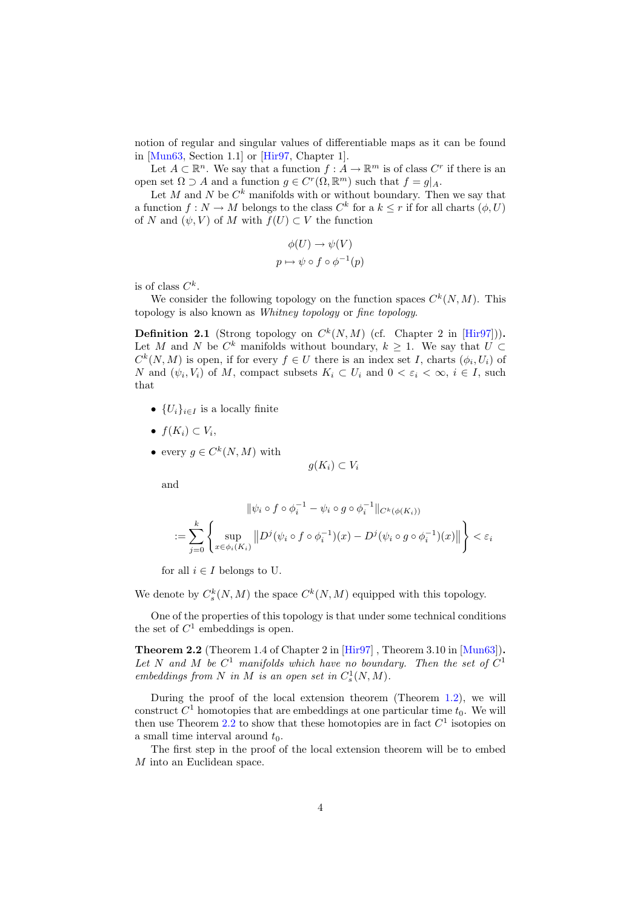notion of regular and singular values of differentiable maps as it can be found in [Mun63, Section 1.1] or [Hir97, Chapter 1].

Let $A \subset \mathbb{R}^n$. We say that a function $f : A \to \mathbb{R}^m$ is of class $C^r$ if there is an open set $\Omega \supset A$ and a function $g \in C^r(\Omega, \mathbb{R}^m)$ such that $f = g|_A$.

Let $M$ and $N$ be $C^k$ manifolds with or without boundary. Then we say that a function $f : N \to M$ belongs to the class $C^k$ for a $k \le r$ if for all charts $(\phi, U)$ of $N$ and $(\psi, V)$ of $M$ with $f(U) \subset V$ the function

$$
\begin{aligned}
\phi(U) &\to \psi(V) \\
p &\mapsto \psi \circ f \circ \phi^{-1}(p)
\end{aligned}
$$

is of class $C^k$.

We consider the following topology on the function spaces $C^k(N, M)$. This topology is also known as *Whitney topology* or *fine topology*.

**Definition 2.1** (Strong topology on $C^k(N, M)$ (cf. Chapter 2 in [Hir97])). Let $M$ and $N$ be $C^k$ manifolds without boundary, $k \ge 1$. We say that $U \subset C^k(N, M)$ is open, if for every $f \in U$ there is an index set $I$, charts $(\phi_i, U_i)$ of $N$ and $(\psi_i, V_i)$ of $M$, compact subsets $K_i \subset U_i$ and $0 < \varepsilon_i < \infty$, $i \in I$, such that

- $\{U_i\}_{i \in I}$ is a locally finite
- $f(K_i) \subset V_i$,
- every $g \in C^k(N, M)$ with
$$g(K_i) \subset V_i$$
and
$$
\begin{aligned}
&\|\psi_i \circ f \circ \phi_i^{-1} - \psi_i \circ g \circ \phi_i^{-1}\|_{C^k(\phi(K_i))} \\
:= &\sum_{j=0}^{k} \left\{ \sup_{x \in \phi_i(K_i)} \left\| D^j(\psi_i \circ f \circ \phi_i^{-1})(x) - D^j(\psi_i \circ g \circ \phi_i^{-1})(x) \right\| \right\} < \varepsilon_i
\end{aligned}
$$
for all $i \in I$ belongs to U.

We denote by $C^k_s(N, M)$ the space $C^k(N, M)$ equipped with this topology.

One of the properties of this topology is that under some technical conditions the set of $C^1$ embeddings is open.

**Theorem 2.2** (Theorem 1.4 of Chapter 2 in [Hir97] , Theorem 3.10 in [Mun63]). *Let $N$ and $M$ be $C^1$ manifolds which have no boundary. Then the set of $C^1$ embeddings from $N$ in $M$ is an open set in $C^1_s(N, M)$.*

During the proof of the local extension theorem (Theorem 1.2), we will construct $C^1$ homotopies that are embeddings at one particular time $t_0$. We will then use Theorem 2.2 to show that these homotopies are in fact $C^1$ isotopies on a small time interval around $t_0$.

The first step in the proof of the local extension theorem will be to embed $M$ into an Euclidean space.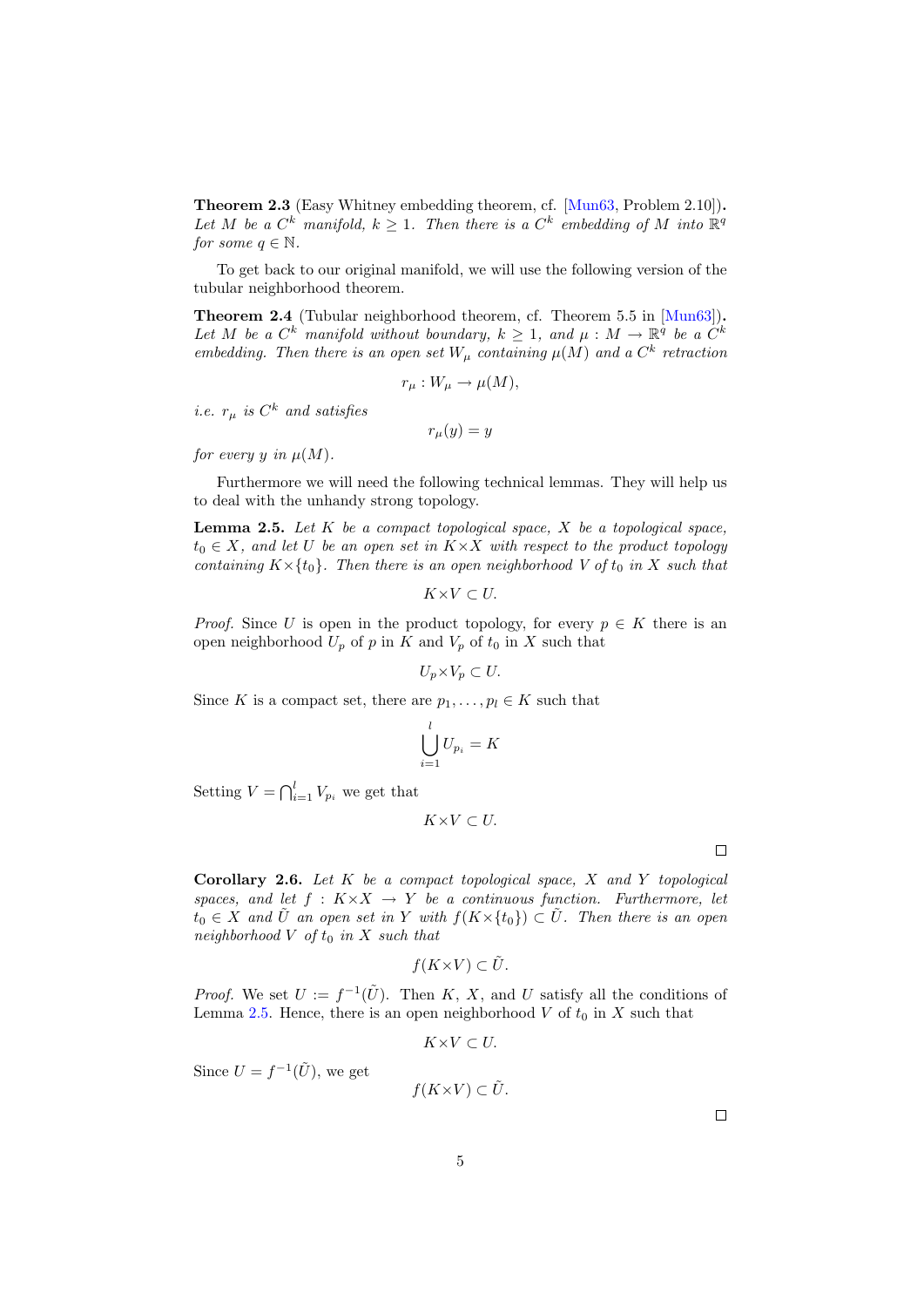**Theorem 2.3** (Easy Whitney embedding theorem, cf. [Mun63, Problem 2.10])**.** *Let $M$ be a $C^k$ manifold, $k \geq 1$. Then there is a $C^k$ embedding of $M$ into $\mathbb{R}^q$ for some $q \in \mathbb{N}$.*

To get back to our original manifold, we will use the following version of the tubular neighborhood theorem.

**Theorem 2.4** (Tubular neighborhood theorem, cf. Theorem 5.5 in [Mun63])**.** *Let $M$ be a $C^k$ manifold without boundary, $k \geq 1$, and $\mu : M \to \mathbb{R}^q$ be a $C^k$ embedding. Then there is an open set $W_\mu$ containing $\mu(M)$ and a $C^k$ retraction*

$$r_\mu : W_\mu \to \mu(M),$$

*i.e. $r_\mu$ is $C^k$ and satisfies*

$$r_\mu(y) = y$$

*for every $y$ in $\mu(M)$.*

Furthermore we will need the following technical lemmas. They will help us to deal with the unhandy strong topology.

**Lemma 2.5.** *Let $K$ be a compact topological space, $X$ be a topological space, $t_0 \in X$, and let $U$ be an open set in $K \times X$ with respect to the product topology containing $K \times \{t_0\}$. Then there is an open neighborhood $V$ of $t_0$ in $X$ such that*

$$K \times V \subset U.$$

*Proof.* Since $U$ is open in the product topology, for every $p \in K$ there is an open neighborhood $U_p$ of $p$ in $K$ and $V_p$ of $t_0$ in $X$ such that

$$U_p \times V_p \subset U.$$

Since $K$ is a compact set, there are $p_1, \ldots, p_l \in K$ such that

$$\bigcup_{i=1}^{l} U_{p_i} = K$$

Setting $V = \bigcap_{i=1}^{l} V_{p_i}$ we get that

$$K \times V \subset U.$$

□

**Corollary 2.6.** *Let $K$ be a compact topological space, $X$ and $Y$ topological spaces, and let $f : K \times X \to Y$ be a continuous function. Furthermore, let $t_0 \in X$ and $\tilde{U}$ an open set in $Y$ with $f(K \times \{t_0\}) \subset \tilde{U}$. Then there is an open neighborhood $V$ of $t_0$ in $X$ such that*

$$f(K \times V) \subset \tilde{U}.$$

*Proof.* We set $U := f^{-1}(\tilde{U})$. Then $K$, $X$, and $U$ satisfy all the conditions of Lemma 2.5. Hence, there is an open neighborhood $V$ of $t_0$ in $X$ such that

$$K \times V \subset U.$$

Since $U = f^{-1}(\tilde{U})$, we get

$$f(K \times V) \subset \tilde{U}.$$

□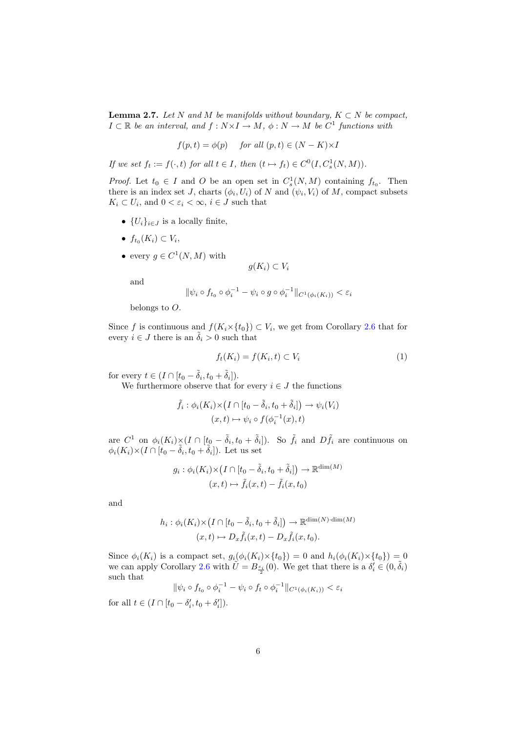**Lemma 2.7.** *Let $N$ and $M$ be manifolds without boundary, $K \subset N$ be compact, $I \subset \mathbb{R}$ be an interval, and $f : N \times I \to M$, $\phi : N \to M$ be $C^1$ functions with*

$$f(p,t) = \phi(p) \quad \text{for all } (p,t) \in (N - K) \times I$$

*If we set $f_t := f(\cdot, t)$ for all $t \in I$, then $(t \mapsto f_t) \in C^0(I, C^1_s(N, M))$.*

*Proof.* Let $t_0 \in I$ and $O$ be an open set in $C^1_s(N, M)$ containing $f_{t_0}$. Then there is an index set $J$, charts $(\phi_i, U_i)$ of $N$ and $(\psi_i, V_i)$ of $M$, compact subsets $K_i \subset U_i$, and $0 < \varepsilon_i < \infty$, $i \in J$ such that

- $\{U_i\}_{i \in J}$ is a locally finite,
- $f_{t_0}(K_i) \subset V_i$,
- every $g \in C^1(N, M)$ with
$$g(K_i) \subset V_i$$
and
$$\|\psi_i \circ f_{t_0} \circ \phi_i^{-1} - \psi_i \circ g \circ \phi_i^{-1}\|_{C^1(\phi_i(K_i))} < \varepsilon_i$$
belongs to $O$.

Since $f$ is continuous and $f(K_i \times \{t_0\}) \subset V_i$, we get from Corollary 2.6 that for every $i \in J$ there is an $\tilde{\delta}_i > 0$ such that

$$f_t(K_i) = f(K_i, t) \subset V_i \tag{1}$$

for every $t \in (I \cap [t_0 - \tilde{\delta}_i, t_0 + \tilde{\delta}_i])$.

We furthermore observe that for every $i \in J$ the functions

$$\tilde{f}_i : \phi_i(K_i) \times \big(I \cap [t_0 - \tilde{\delta}_i, t_0 + \tilde{\delta}_i]\big) \to \psi_i(V_i)$$
$$(x,t) \mapsto \psi_i \circ f(\phi_i^{-1}(x), t)$$

are $C^1$ on $\phi_i(K_i) \times (I \cap [t_0 - \tilde{\delta}_i, t_0 + \tilde{\delta}_i])$. So $\tilde{f}_i$ and $D\tilde{f}_i$ are continuous on $\phi_i(K_i) \times (I \cap [t_0 - \tilde{\delta}_i, t_0 + \tilde{\delta}_i])$. Let us set

$$g_i : \phi_i(K_i) \times \big(I \cap [t_0 - \tilde{\delta}_i, t_0 + \tilde{\delta}_i]\big) \to \mathbb{R}^{\dim(M)}$$
$$(x,t) \mapsto \tilde{f}_i(x,t) - \tilde{f}_i(x,t_0)$$

and

$$h_i : \phi_i(K_i) \times \big(I \cap [t_0 - \tilde{\delta}_i, t_0 + \tilde{\delta}_i]\big) \to \mathbb{R}^{\dim(N) \cdot \dim(M)}$$
$$(x,t) \mapsto D_x\tilde{f}_i(x,t) - D_x\tilde{f}_i(x,t_0).$$

Since $\phi_i(K_i)$ is a compact set, $g_i(\phi_i(K_i) \times \{t_0\}) = 0$ and $h_i(\phi_i(K_i) \times \{t_0\}) = 0$ we can apply Corollary 2.6 with $\tilde{U} = B_{\frac{\varepsilon_i}{2}}(0)$. We get that there is a $\delta'_i \in (0, \tilde{\delta}_i)$ such that

$$\|\psi_i \circ f_{t_0} \circ \phi_i^{-1} - \psi_i \circ f_t \circ \phi_i^{-1}\|_{C^1(\phi_i(K_i))} < \varepsilon_i$$

for all $t \in (I \cap [t_0 - \delta'_i, t_0 + \delta'_i])$.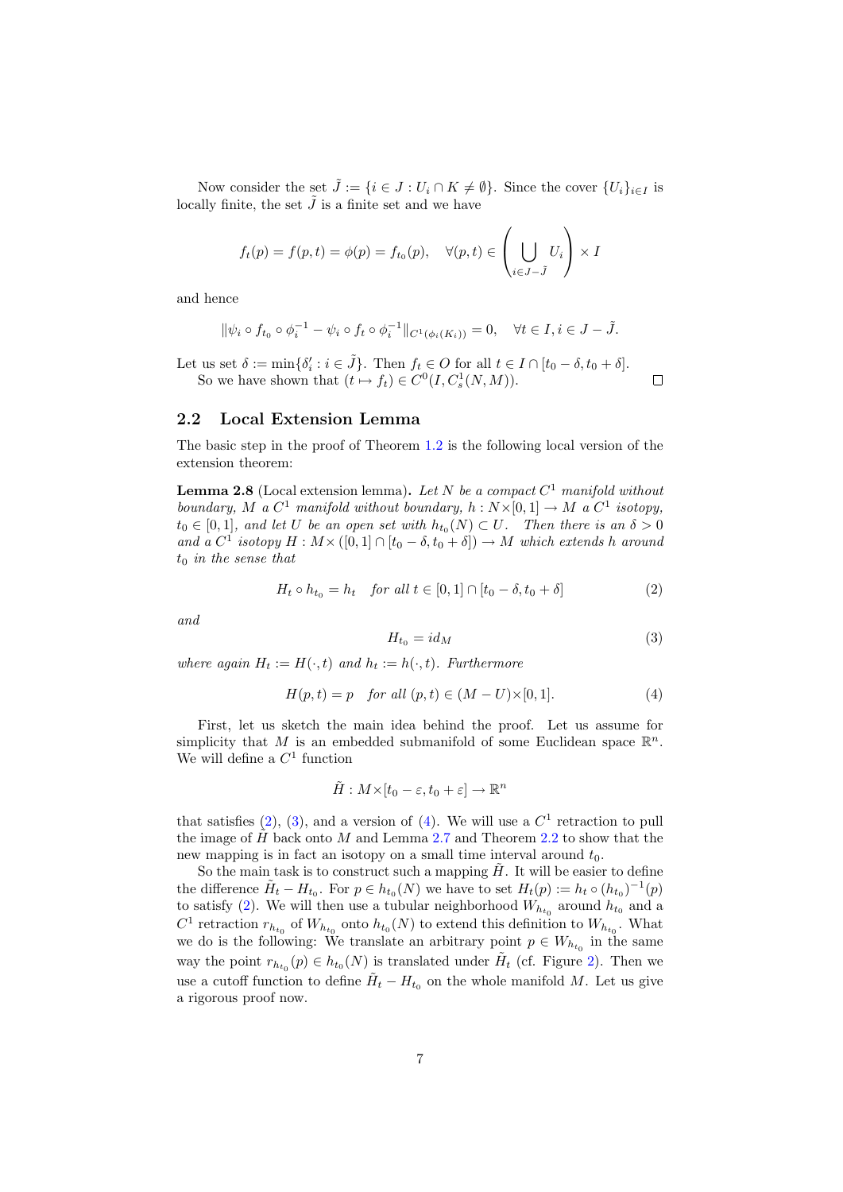Now consider the set $\tilde{J} := \{i \in J : U_i \cap K \neq \emptyset\}$. Since the cover $\{U_i\}_{i \in I}$ is locally finite, the set $\tilde{J}$ is a finite set and we have

$$f_t(p) = f(p,t) = \phi(p) = f_{t_0}(p), \quad \forall (p,t) \in \left( \bigcup_{i \in J - \tilde{J}} U_i \right) \times I$$

and hence

$$\|\psi_i \circ f_{t_0} \circ \phi_i^{-1} - \psi_i \circ f_t \circ \phi_i^{-1}\|_{C^1(\phi_i(K_i))} = 0, \quad \forall t \in I, i \in J - \tilde{J}.$$

Let us set $\delta := \min\{\delta_i' : i \in \tilde{J}\}$. Then $f_t \in O$ for all $t \in I \cap [t_0 - \delta, t_0 + \delta]$.

So we have shown that $(t \mapsto f_t) \in C^0(I, C^1_s(N,M))$. $\square$

## 2.2 Local Extension Lemma

The basic step in the proof of Theorem 1.2 is the following local version of the extension theorem:

**Lemma 2.8** (Local extension lemma)**.** *Let $N$ be a compact $C^1$ manifold without boundary, $M$ a $C^1$ manifold without boundary, $h : N \times [0,1] \to M$ a $C^1$ isotopy, $t_0 \in [0,1]$, and let $U$ be an open set with $h_{t_0}(N) \subset U$. Then there is an $\delta > 0$ and a $C^1$ isotopy $H : M \times ([0,1] \cap [t_0 - \delta, t_0 + \delta]) \to M$ which extends $h$ around $t_0$ in the sense that*

$$H_t \circ h_{t_0} = h_t \quad \textit{for all } t \in [0,1] \cap [t_0 - \delta, t_0 + \delta] \tag{2}$$

*and*

$$H_{t_0} = id_M \tag{3}$$

*where again $H_t := H(\cdot, t)$ and $h_t := h(\cdot, t)$. Furthermore*

$$H(p,t) = p \quad \textit{for all } (p,t) \in (M - U) \times [0,1]. \tag{4}$$

First, let us sketch the main idea behind the proof. Let us assume for simplicity that $M$ is an embedded submanifold of some Euclidean space $\mathbb{R}^n$. We will define a $C^1$ function

$$\tilde{H} : M \times [t_0 - \varepsilon, t_0 + \varepsilon] \to \mathbb{R}^n$$

that satisfies (2), (3), and a version of (4). We will use a $C^1$ retraction to pull the image of $\tilde{H}$ back onto $M$ and Lemma 2.7 and Theorem 2.2 to show that the new mapping is in fact an isotopy on a small time interval around $t_0$.

So the main task is to construct such a mapping $\tilde{H}$. It will be easier to define the difference $\tilde{H}_t - H_{t_0}$. For $p \in h_{t_0}(N)$ we have to set $H_t(p) := h_t \circ (h_{t_0})^{-1}(p)$ to satisfy (2). We will then use a tubular neighborhood $W_{h_{t_0}}$ around $h_{t_0}$ and a $C^1$ retraction $r_{h_{t_0}}$ of $W_{h_{t_0}}$ onto $h_{t_0}(N)$ to extend this definition to $W_{h_{t_0}}$. What we do is the following: We translate an arbitrary point $p \in W_{h_{t_0}}$ in the same way the point $r_{h_{t_0}}(p) \in h_{t_0}(N)$ is translated under $\tilde{H}_t$ (cf. Figure 2). Then we use a cutoff function to define $\tilde{H}_t - H_{t_0}$ on the whole manifold $M$. Let us give a rigorous proof now.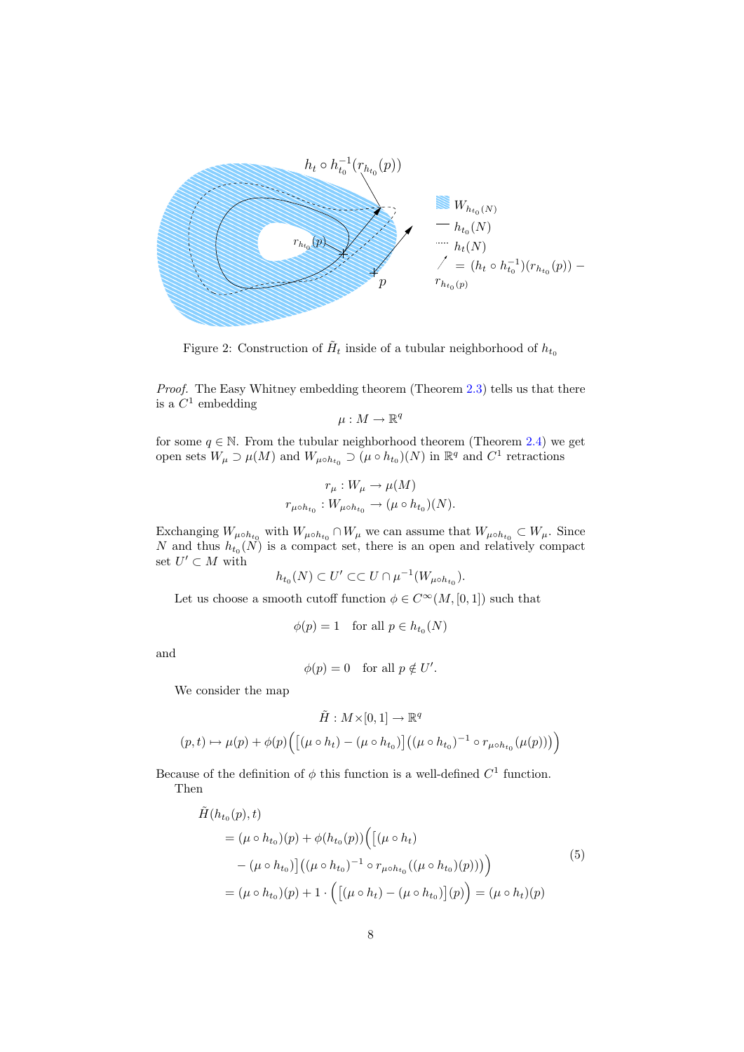Figure 2: Construction of $\tilde{H}_t$ inside of a tubular neighborhood of $h_{t_0}$

*Proof.* The Easy Whitney embedding theorem (Theorem 2.3) tells us that there is a $C^1$ embedding

$$\mu : M \to \mathbb{R}^q$$

for some $q \in \mathbb{N}$. From the tubular neighborhood theorem (Theorem 2.4) we get open sets $W_\mu \supset \mu(M)$ and $W_{\mu\circ h_{t_0}} \supset (\mu \circ h_{t_0})(N)$ in $\mathbb{R}^q$ and $C^1$ retractions

$$r_\mu : W_\mu \to \mu(M)$$
$$r_{\mu\circ h_{t_0}} : W_{\mu\circ h_{t_0}} \to (\mu \circ h_{t_0})(N).$$

Exchanging $W_{\mu\circ h_{t_0}}$ with $W_{\mu\circ h_{t_0}} \cap W_\mu$ we can assume that $W_{\mu\circ h_{t_0}} \subset W_\mu$. Since $N$ and thus $h_{t_0}(N)$ is a compact set, there is an open and relatively compact set $U' \subset M$ with

$$h_{t_0}(N) \subset U' \subset\subset U \cap \mu^{-1}(W_{\mu\circ h_{t_0}}).$$

Let us choose a smooth cutoff function $\phi \in C^\infty(M, [0,1])$ such that

$$\phi(p) = 1 \quad \text{for all } p \in h_{t_0}(N)$$

and

$$\phi(p) = 0 \quad \text{for all } p \notin U'.$$

We consider the map

$$\tilde{H} : M \times [0,1] \to \mathbb{R}^q$$
$$(p,t) \mapsto \mu(p) + \phi(p)\Big(\big[(\mu \circ h_t) - (\mu \circ h_{t_0})\big]\big((\mu \circ h_{t_0})^{-1} \circ r_{\mu\circ h_{t_0}}(\mu(p))\big)\Big)$$

Because of the definition of $\phi$ this function is a well-defined $C^1$ function.

Then

$$\begin{aligned}
&\tilde{H}(h_{t_0}(p), t) \\
&\quad= (\mu \circ h_{t_0})(p) + \phi(h_{t_0}(p))\Big(\big[(\mu \circ h_t) \\
&\qquad - (\mu \circ h_{t_0})\big]\big((\mu \circ h_{t_0})^{-1} \circ r_{\mu\circ h_{t_0}}((\mu \circ h_{t_0})(p))\big)\Big) \\
&\quad= (\mu \circ h_{t_0})(p) + 1 \cdot \Big(\big[(\mu \circ h_t) - (\mu \circ h_{t_0})\big](p)\Big) = (\mu \circ h_t)(p)
\end{aligned} \tag{5}$$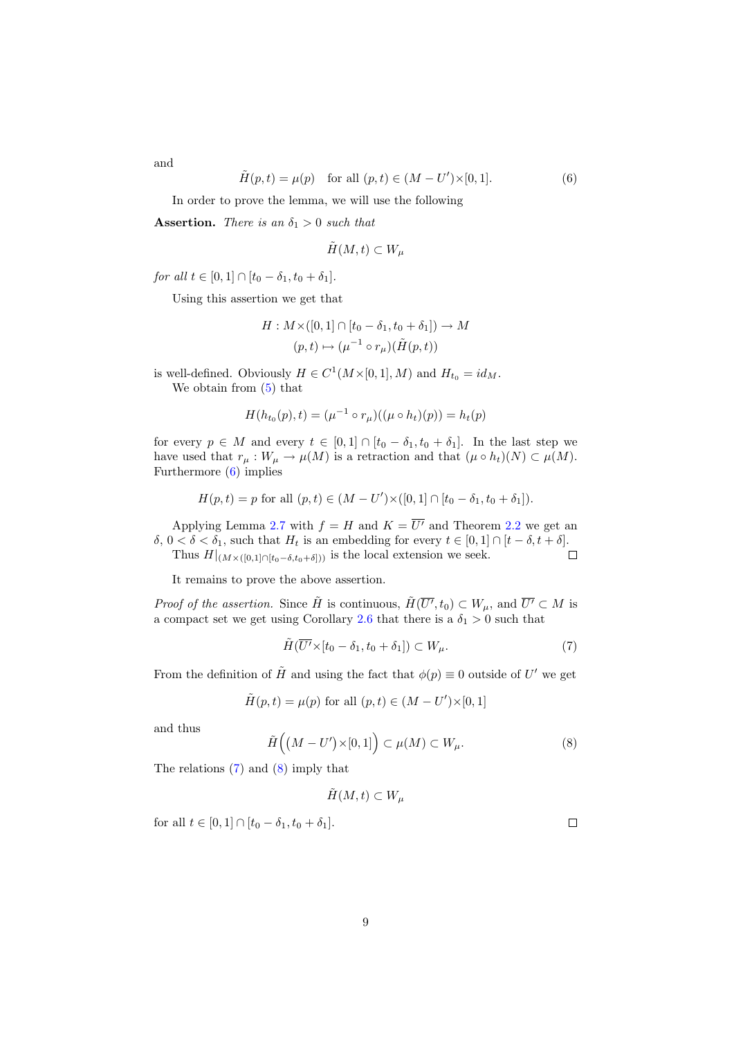and

$$\tilde{H}(p,t) = \mu(p) \quad \text{for all } (p,t) \in (M - U') \times [0,1]. \tag{6}$$

In order to prove the lemma, we will use the following

**Assertion.** *There is an $\delta_1 > 0$ such that*

$$\tilde{H}(M,t) \subset W_\mu$$

*for all $t \in [0,1] \cap [t_0 - \delta_1, t_0 + \delta_1]$.*

Using this assertion we get that

$$\begin{aligned} H : M \times ([0,1] \cap [t_0 - \delta_1, t_0 + \delta_1]) &\to M \\ (p,t) &\mapsto (\mu^{-1} \circ r_\mu)(\tilde{H}(p,t)) \end{aligned}$$

is well-defined. Obviously $H \in C^1(M \times [0,1], M)$ and $H_{t_0} = id_M$.

We obtain from (5) that

$$H(h_{t_0}(p), t) = (\mu^{-1} \circ r_\mu)((\mu \circ h_t)(p)) = h_t(p)$$

for every $p \in M$ and every $t \in [0,1] \cap [t_0 - \delta_1, t_0 + \delta_1]$. In the last step we have used that $r_\mu : W_\mu \to \mu(M)$ is a retraction and that $(\mu \circ h_t)(N) \subset \mu(M)$. Furthermore (6) implies

$$H(p,t) = p \text{ for all } (p,t) \in (M - U') \times ([0,1] \cap [t_0 - \delta_1, t_0 + \delta_1]).$$

Applying Lemma 2.7 with $f = H$ and $K = \overline{U'}$ and Theorem 2.2 we get an $\delta$, $0 < \delta < \delta_1$, such that $H_t$ is an embedding for every $t \in [0,1] \cap [t - \delta, t + \delta]$. Thus $H|_{(M \times ([0,1] \cap [t_0 - \delta, t_0 + \delta]))}$ is the local extension we seek. $\square$

It remains to prove the above assertion.

*Proof of the assertion.* Since $\tilde{H}$ is continuous, $\tilde{H}(\overline{U'}, t_0) \subset W_\mu$, and $\overline{U'} \subset M$ is a compact set we get using Corollary 2.6 that there is a $\delta_1 > 0$ such that

$$\tilde{H}(\overline{U'} \times [t_0 - \delta_1, t_0 + \delta_1]) \subset W_\mu. \tag{7}$$

From the definition of $\tilde{H}$ and using the fact that $\phi(p) \equiv 0$ outside of $U'$ we get

$$\tilde{H}(p,t) = \mu(p) \text{ for all } (p,t) \in (M - U') \times [0,1]$$

and thus

$$\tilde{H}\Big((M - U') \times [0,1]\Big) \subset \mu(M) \subset W_\mu. \tag{8}$$

The relations (7) and (8) imply that

$$\tilde{H}(M,t) \subset W_\mu$$

for all $t \in [0,1] \cap [t_0 - \delta_1, t_0 + \delta_1]$. $\square$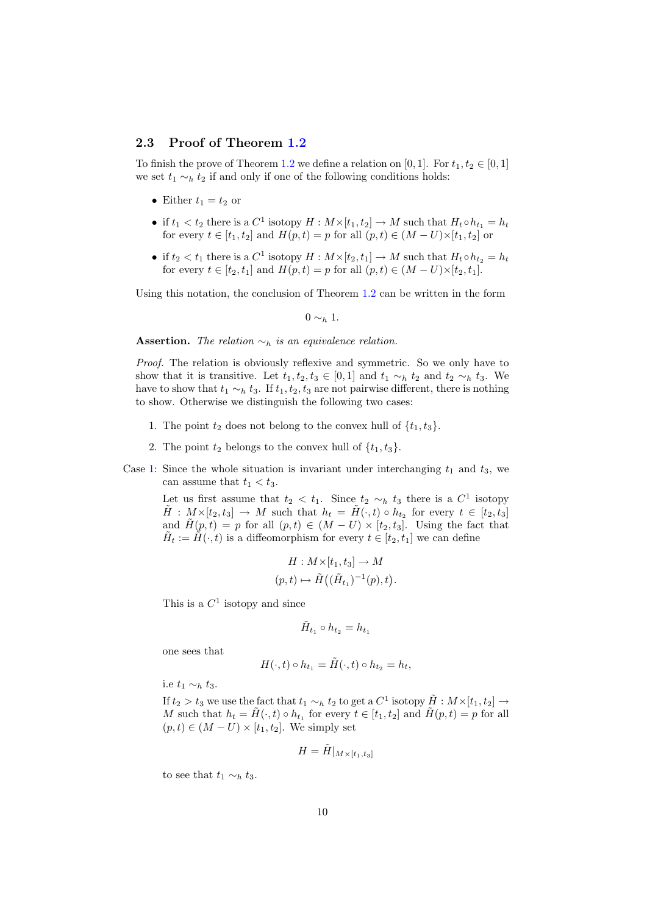### 2.3 Proof of Theorem 1.2

To finish the prove of Theorem 1.2 we define a relation on $[0,1]$. For $t_1, t_2 \in [0,1]$ we set $t_1 \sim_h t_2$ if and only if one of the following conditions holds:

- Either $t_1 = t_2$ or
- if $t_1 < t_2$ there is a $C^1$ isotopy $H : M \times [t_1, t_2] \to M$ such that $H_t \circ h_{t_1} = h_t$ for every $t \in [t_1, t_2]$ and $H(p,t) = p$ for all $(p,t) \in (M - U) \times [t_1, t_2]$ or
- if $t_2 < t_1$ there is a $C^1$ isotopy $H : M \times [t_2, t_1] \to M$ such that $H_t \circ h_{t_2} = h_t$ for every $t \in [t_2, t_1]$ and $H(p,t) = p$ for all $(p,t) \in (M - U) \times [t_2, t_1]$.

Using this notation, the conclusion of Theorem 1.2 can be written in the form

$$0 \sim_h 1.$$

**Assertion.** *The relation $\sim_h$ is an equivalence relation.*

*Proof.* The relation is obviously reflexive and symmetric. So we only have to show that it is transitive. Let $t_1, t_2, t_3 \in [0,1]$ and $t_1 \sim_h t_2$ and $t_2 \sim_h t_3$. We have to show that $t_1 \sim_h t_3$. If $t_1, t_2, t_3$ are not pairwise different, there is nothing to show. Otherwise we distinguish the following two cases:

1. The point $t_2$ does not belong to the convex hull of $\{t_1, t_3\}$.
2. The point $t_2$ belongs to the convex hull of $\{t_1, t_3\}$.

Case 1: Since the whole situation is invariant under interchanging $t_1$ and $t_3$, we can assume that $t_1 < t_3$.

Let us first assume that $t_2 < t_1$. Since $t_2 \sim_h t_3$ there is a $C^1$ isotopy $\tilde{H} : M \times [t_2, t_3] \to M$ such that $h_t = \tilde{H}(\cdot, t) \circ h_{t_2}$ for every $t \in [t_2, t_3]$ and $\tilde{H}(p,t) = p$ for all $(p,t) \in (M - U) \times [t_2, t_3]$. Using the fact that $\tilde{H}_t := \tilde{H}(\cdot, t)$ is a diffeomorphism for every $t \in [t_2, t_1]$ we can define

$$H : M \times [t_1, t_3] \to M$$
$$(p,t) \mapsto \tilde{H}\big((\tilde{H}_{t_1})^{-1}(p), t\big).$$

This is a $C^1$ isotopy and since

$$\tilde{H}_{t_1} \circ h_{t_2} = h_{t_1}$$

one sees that

$$H(\cdot, t) \circ h_{t_1} = \tilde{H}(\cdot, t) \circ h_{t_2} = h_t,$$

i.e $t_1 \sim_h t_3$.

If $t_2 > t_3$ we use the fact that $t_1 \sim_h t_2$ to get a $C^1$ isotopy $\tilde{H} : M \times [t_1, t_2] \to M$ such that $h_t = \tilde{H}(\cdot, t) \circ h_{t_1}$ for every $t \in [t_1, t_2]$ and $\tilde{H}(p,t) = p$ for all $(p,t) \in (M - U) \times [t_1, t_2]$. We simply set

$$H = \tilde{H}|_{M \times [t_1, t_3]}$$

to see that $t_1 \sim_h t_3$.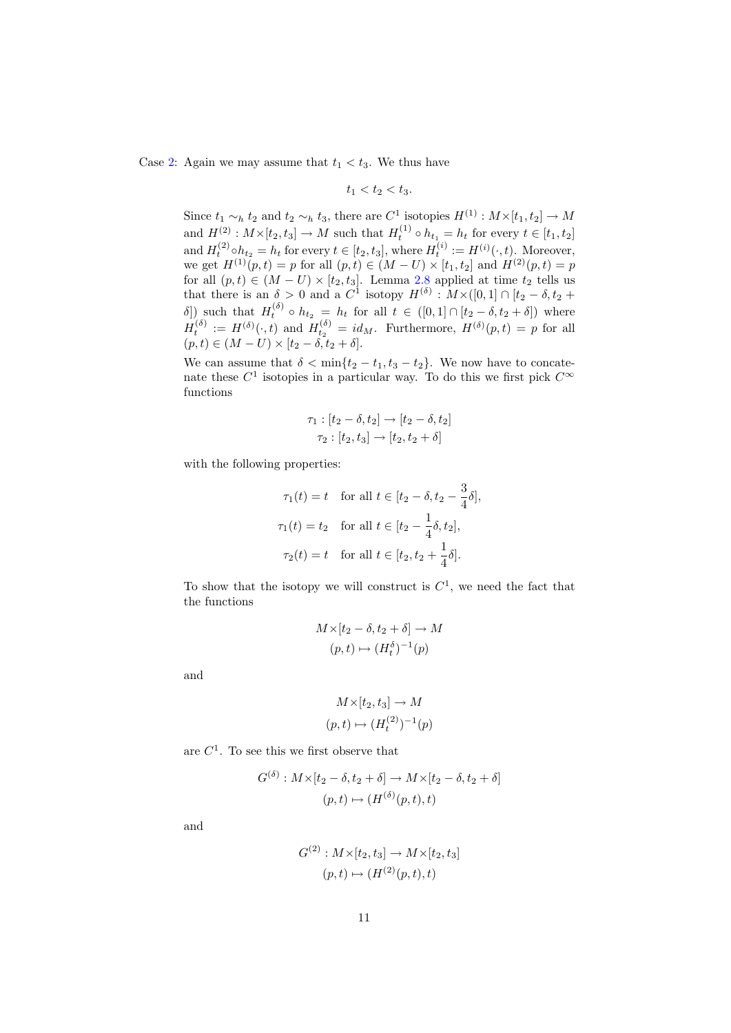Case 2: Again we may assume that $t_1 < t_3$. We thus have

$$t_1 < t_2 < t_3.$$

Since $t_1 \sim_h t_2$ and $t_2 \sim_h t_3$, there are $C^1$ isotopies $H^{(1)} : M\times[t_1, t_2] \to M$ and $H^{(2)} : M\times[t_2, t_3] \to M$ such that $H^{(1)}_t \circ h_{t_1} = h_t$ for every $t \in [t_1, t_2]$ and $H^{(2)}_t \circ h_{t_2} = h_t$ for every $t \in [t_2, t_3]$, where $H^{(i)}_t := H^{(i)}(\cdot, t)$. Moreover, we get $H^{(1)}(p, t) = p$ for all $(p, t) \in (M - U) \times [t_1, t_2]$ and $H^{(2)}(p, t) = p$ for all $(p, t) \in (M - U) \times [t_2, t_3]$. Lemma 2.8 applied at time $t_2$ tells us that there is an $\delta > 0$ and a $C^1$ isotopy $H^{(\delta)} : M\times([0, 1] \cap [t_2 - \delta, t_2 + \delta])$ such that $H^{(\delta)}_t \circ h_{t_2} = h_t$ for all $t \in ([0, 1] \cap [t_2 - \delta, t_2 + \delta])$ where $H^{(\delta)}_t := H^{(\delta)}(\cdot, t)$ and $H^{(\delta)}_{t_2} = id_M$. Furthermore, $H^{(\delta)}(p, t) = p$ for all $(p, t) \in (M - U) \times [t_2 - \delta, t_2 + \delta]$.

We can assume that $\delta < \min\{t_2 - t_1, t_3 - t_2\}$. We now have to concatenate these $C^1$ isotopies in a particular way. To do this we first pick $C^\infty$ functions

$$\tau_1 : [t_2 - \delta, t_2] \to [t_2 - \delta, t_2]$$
$$\tau_2 : [t_2, t_3] \to [t_2, t_2 + \delta]$$

with the following properties:

$$\tau_1(t) = t \quad \text{for all } t \in [t_2 - \delta, t_2 - \frac{3}{4}\delta],$$
$$\tau_1(t) = t_2 \quad \text{for all } t \in [t_2 - \frac{1}{4}\delta, t_2],$$
$$\tau_2(t) = t \quad \text{for all } t \in [t_2, t_2 + \frac{1}{4}\delta].$$

To show that the isotopy we will construct is $C^1$, we need the fact that the functions

$$M\times[t_2 - \delta, t_2 + \delta] \to M$$
$$(p, t) \mapsto (H^\delta_t)^{-1}(p)$$

and

$$M\times[t_2, t_3] \to M$$
$$(p, t) \mapsto (H^{(2)}_t)^{-1}(p)$$

are $C^1$. To see this we first observe that

$$G^{(\delta)} : M\times[t_2 - \delta, t_2 + \delta] \to M\times[t_2 - \delta, t_2 + \delta]$$
$$(p, t) \mapsto (H^{(\delta)}(p, t), t)$$

and

$$G^{(2)} : M\times[t_2, t_3] \to M\times[t_2, t_3]$$
$$(p, t) \mapsto (H^{(2)}(p, t), t)$$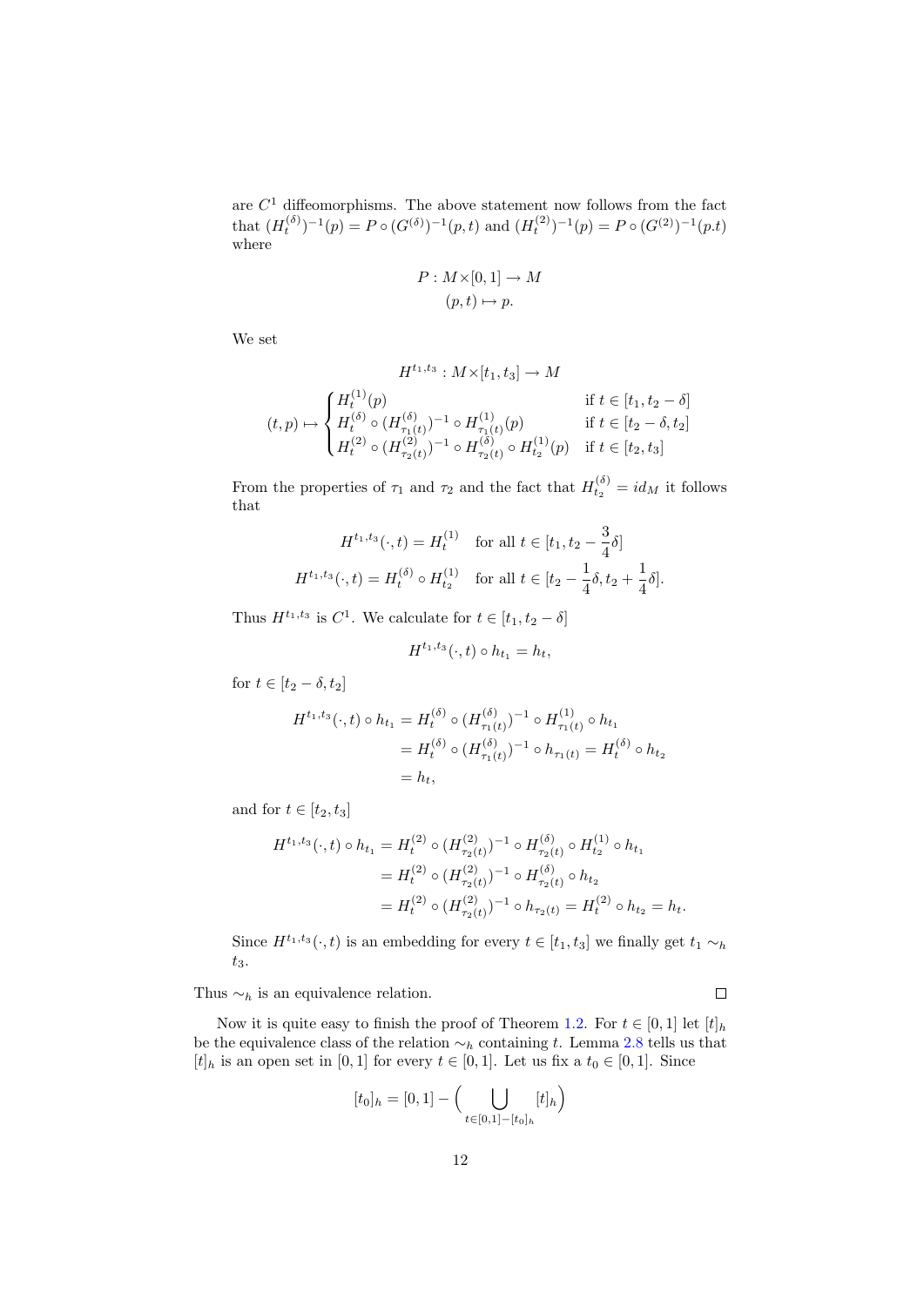are $C^1$ diffeomorphisms. The above statement now follows from the fact that $(H_t^{(\delta)})^{-1}(p) = P \circ (G^{(\delta)})^{-1}(p,t)$ and $(H_t^{(2)})^{-1}(p) = P \circ (G^{(2)})^{-1}(p.t)$ where

$$
\begin{aligned}
P : M \times [0,1] &\to M \\
(p,t) &\mapsto p.
\end{aligned}
$$

We set

$$
H^{t_1,t_3} : M \times [t_1,t_3] \to M
$$

$$
(t,p) \mapsto \begin{cases} H_t^{(1)}(p) & \text{if } t \in [t_1, t_2 - \delta] \\ H_t^{(\delta)} \circ (H_{\tau_1(t)}^{(\delta)})^{-1} \circ H_{\tau_1(t)}^{(1)}(p) & \text{if } t \in [t_2 - \delta, t_2] \\ H_t^{(2)} \circ (H_{\tau_2(t)}^{(2)})^{-1} \circ H_{\tau_2(t)}^{(\delta)} \circ H_{t_2}^{(1)}(p) & \text{if } t \in [t_2, t_3] \end{cases}
$$

From the properties of $\tau_1$ and $\tau_2$ and the fact that $H_{t_2}^{(\delta)} = id_M$ it follows that

$$
\begin{aligned}
H^{t_1,t_3}(\cdot,t) &= H_t^{(1)} \quad \text{for all } t \in [t_1, t_2 - \frac{3}{4}\delta] \\
H^{t_1,t_3}(\cdot,t) &= H_t^{(\delta)} \circ H_{t_2}^{(1)} \quad \text{for all } t \in [t_2 - \frac{1}{4}\delta, t_2 + \frac{1}{4}\delta].
\end{aligned}
$$

Thus $H^{t_1,t_3}$ is $C^1$. We calculate for $t \in [t_1, t_2 - \delta]$

$$
H^{t_1,t_3}(\cdot,t) \circ h_{t_1} = h_t,
$$

for $t \in [t_2 - \delta, t_2]$

$$
\begin{aligned}
H^{t_1,t_3}(\cdot,t) \circ h_{t_1} &= H_t^{(\delta)} \circ (H_{\tau_1(t)}^{(\delta)})^{-1} \circ H_{\tau_1(t)}^{(1)} \circ h_{t_1} \\
&= H_t^{(\delta)} \circ (H_{\tau_1(t)}^{(\delta)})^{-1} \circ h_{\tau_1(t)} = H_t^{(\delta)} \circ h_{t_2} \\
&= h_t,
\end{aligned}
$$

and for $t \in [t_2, t_3]$

$$
\begin{aligned}
H^{t_1,t_3}(\cdot,t) \circ h_{t_1} &= H_t^{(2)} \circ (H_{\tau_2(t)}^{(2)})^{-1} \circ H_{\tau_2(t)}^{(\delta)} \circ H_{t_2}^{(1)} \circ h_{t_1} \\
&= H_t^{(2)} \circ (H_{\tau_2(t)}^{(2)})^{-1} \circ H_{\tau_2(t)}^{(\delta)} \circ h_{t_2} \\
&= H_t^{(2)} \circ (H_{\tau_2(t)}^{(2)})^{-1} \circ h_{\tau_2(t)} = H_t^{(2)} \circ h_{t_2} = h_t.
\end{aligned}
$$

Since $H^{t_1,t_3}(\cdot,t)$ is an embedding for every $t \in [t_1,t_3]$ we finally get $t_1 \sim_h t_3$.

Thus $\sim_h$ is an equivalence relation. □

Now it is quite easy to finish the proof of Theorem 1.2. For $t \in [0,1]$ let $[t]_h$ be the equivalence class of the relation $\sim_h$ containing $t$. Lemma 2.8 tells us that $[t]_h$ is an open set in $[0,1]$ for every $t \in [0,1]$. Let us fix a $t_0 \in [0,1]$. Since

$$
[t_0]_h = [0,1] - \Big( \bigcup_{t \in [0,1] - [t_0]_h} [t]_h \Big)
$$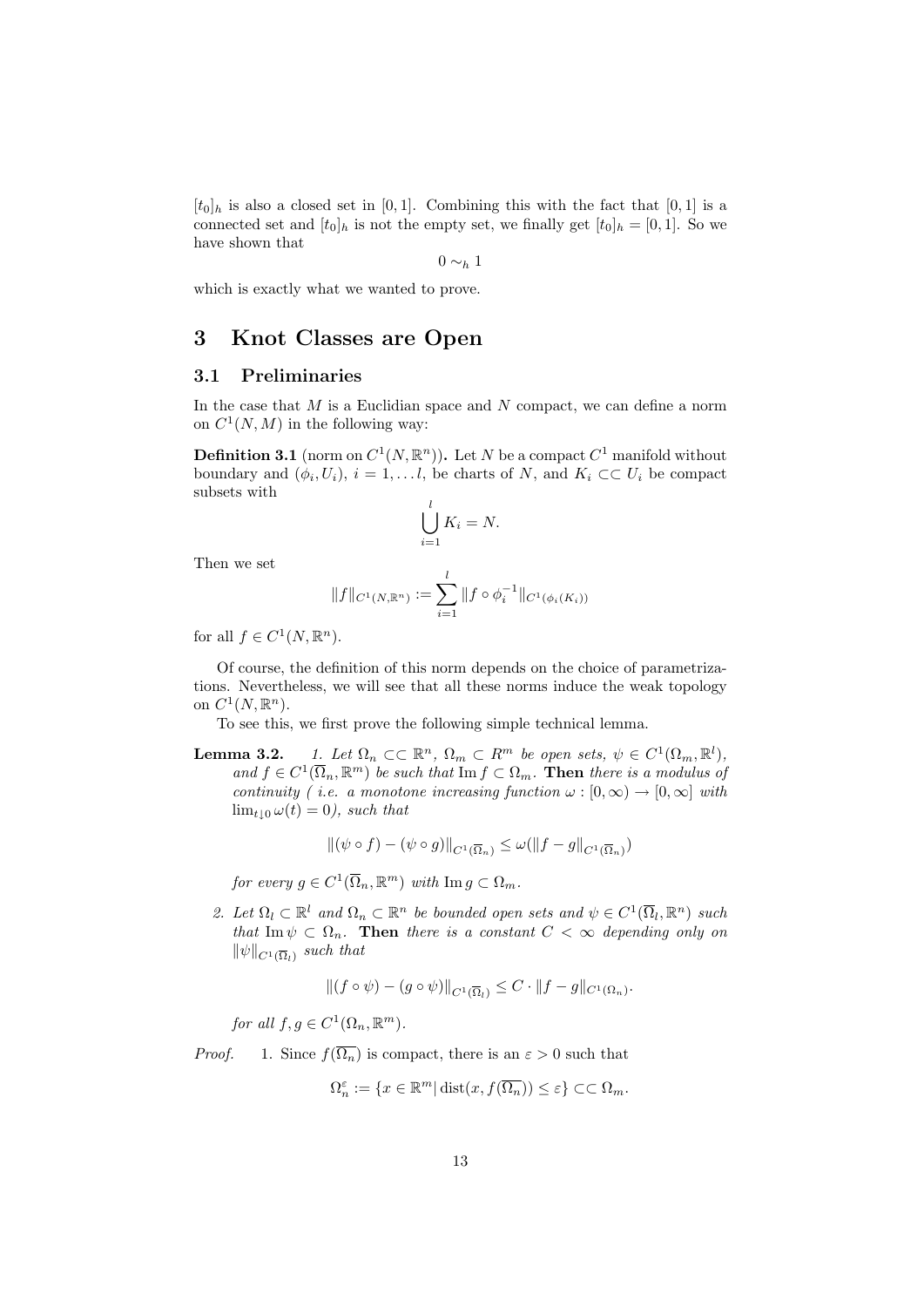$[t_0]_h$ is also a closed set in $[0,1]$. Combining this with the fact that $[0,1]$ is a connected set and $[t_0]_h$ is not the empty set, we finally get $[t_0]_h = [0,1]$. So we have shown that

$$0 \sim_h 1$$

which is exactly what we wanted to prove.

# 3 Knot Classes are Open

## 3.1 Preliminaries

In the case that $M$ is a Euclidian space and $N$ compact, we can define a norm on $C^1(N, M)$ in the following way:

**Definition 3.1** (norm on $C^1(N, \mathbb{R}^n)$)**.** Let $N$ be a compact $C^1$ manifold without boundary and $(\phi_i, U_i)$, $i = 1, \ldots l$, be charts of $N$, and $K_i \subset\subset U_i$ be compact subsets with

$$\bigcup_{i=1}^{l} K_i = N.$$

Then we set

$$\|f\|_{C^1(N,\mathbb{R}^n)} := \sum_{i=1}^{l} \|f \circ \phi_i^{-1}\|_{C^1(\phi_i(K_i))}$$

for all $f \in C^1(N, \mathbb{R}^n)$.

Of course, the definition of this norm depends on the choice of parametrizations. Nevertheless, we will see that all these norms induce the weak topology on $C^1(N, \mathbb{R}^n)$.

To see this, we first prove the following simple technical lemma.

**Lemma 3.2.** *1. Let $\Omega_n \subset\subset \mathbb{R}^n$, $\Omega_m \subset R^m$ be open sets, $\psi \in C^1(\Omega_m, \mathbb{R}^l)$, and $f \in C^1(\overline{\Omega}_n, \mathbb{R}^m)$ be such that $\operatorname{Im} f \subset \Omega_m$.* **Then** *there is a modulus of continuity ( i.e. a monotone increasing function $\omega : [0, \infty) \to [0, \infty]$ with $\lim_{t \downarrow 0} \omega(t) = 0$), such that*

$$\|(\psi \circ f) - (\psi \circ g)\|_{C^1(\overline{\Omega}_n)} \leq \omega(\|f - g\|_{C^1(\overline{\Omega}_n)})$$

*for every $g \in C^1(\overline{\Omega}_n, \mathbb{R}^m)$ with $\operatorname{Im} g \subset \Omega_m$.*

*2. Let $\Omega_l \subset \mathbb{R}^l$ and $\Omega_n \subset \mathbb{R}^n$ be bounded open sets and $\psi \in C^1(\overline{\Omega}_l, \mathbb{R}^n)$ such that $\operatorname{Im} \psi \subset \Omega_n$.* **Then** *there is a constant $C < \infty$ depending only on $\|\psi\|_{C^1(\overline{\Omega}_l)}$ such that*

$$\|(f \circ \psi) - (g \circ \psi)\|_{C^1(\overline{\Omega}_l)} \leq C \cdot \|f - g\|_{C^1(\Omega_n)}.$$

*for all $f, g \in C^1(\Omega_n, \mathbb{R}^m)$.*

*Proof.* 1. Since $f(\overline{\Omega_n})$ is compact, there is an $\varepsilon > 0$ such that

$$\Omega_n^\varepsilon := \{x \in \mathbb{R}^m | \operatorname{dist}(x, f(\overline{\Omega_n})) \leq \varepsilon\} \subset\subset \Omega_m.$$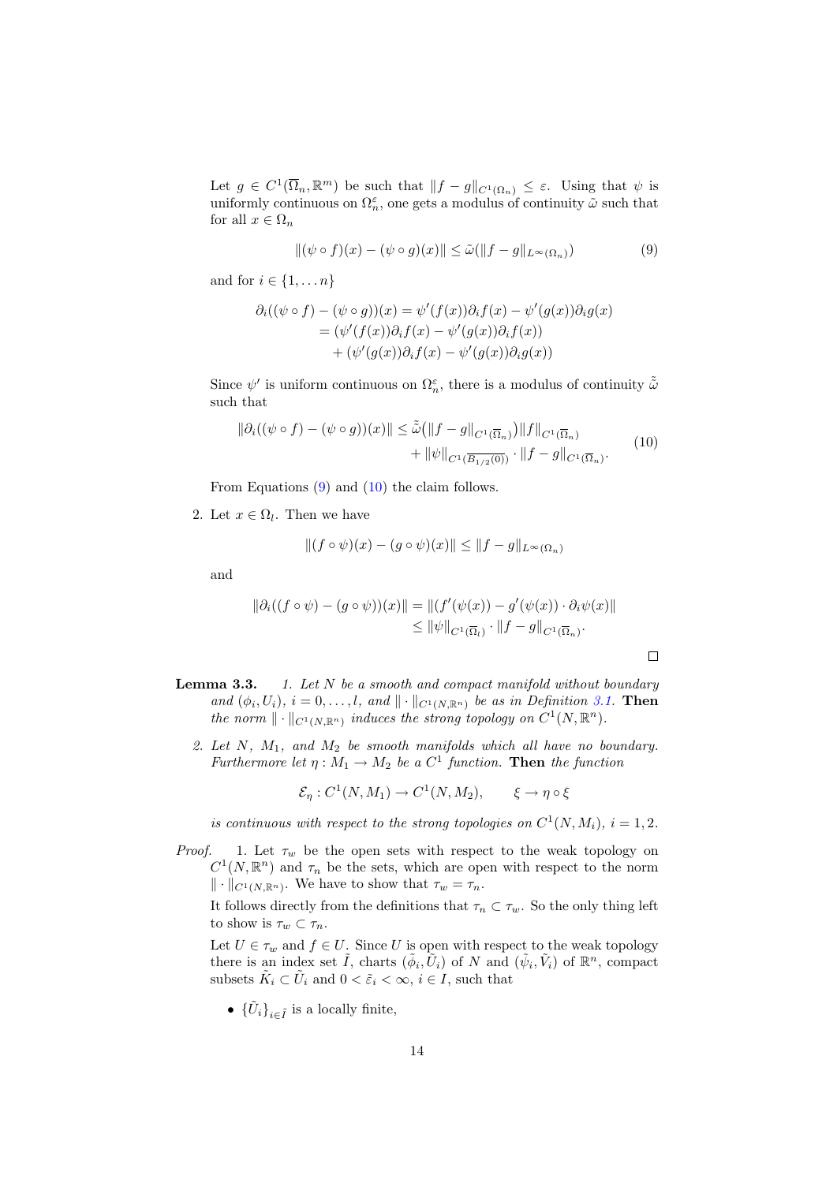Let $g \in C^1(\overline{\Omega}_n, \mathbb{R}^m)$ be such that $\|f - g\|_{C^1(\Omega_n)} \le \varepsilon$. Using that $\psi$ is uniformly continuous on $\Omega_n^\varepsilon$, one gets a modulus of continuity $\tilde{\omega}$ such that for all $x \in \Omega_n$

$$\|(\psi \circ f)(x) - (\psi \circ g)(x)\| \le \tilde{\omega}(\|f - g\|_{L^\infty(\Omega_n)}) \tag{9}$$

and for $i \in \{1, \dots n\}$

$$\begin{aligned}
\partial_i((\psi \circ f) - (\psi \circ g))(x) &= \psi'(f(x))\partial_i f(x) - \psi'(g(x))\partial_i g(x) \\
&= (\psi'(f(x))\partial_i f(x) - \psi'(g(x))\partial_i f(x)) \\
&\quad + (\psi'(g(x))\partial_i f(x) - \psi'(g(x))\partial_i g(x))
\end{aligned}$$

Since $\psi'$ is uniform continuous on $\Omega_n^\varepsilon$, there is a modulus of continuity $\tilde{\tilde{\omega}}$ such that

$$\begin{aligned}
\|\partial_i((\psi \circ f) - (\psi \circ g))(x)\| \le{}& \tilde{\tilde{\omega}}\big(\|f - g\|_{C^1(\overline{\Omega}_n)}\big)\|f\|_{C^1(\overline{\Omega}_n)} \\
&+ \|\psi\|_{C^1(\overline{B_{1/2}(0)})} \cdot \|f - g\|_{C^1(\overline{\Omega}_n)}.
\end{aligned} \tag{10}$$

From Equations (9) and (10) the claim follows.

2. Let $x \in \Omega_l$. Then we have

$$\|(f \circ \psi)(x) - (g \circ \psi)(x)\| \le \|f - g\|_{L^\infty(\Omega_n)}$$

and

$$\begin{aligned}
\|\partial_i((f \circ \psi) - (g \circ \psi))(x)\| &= \|(f'(\psi(x)) - g'(\psi(x)) \cdot \partial_i \psi(x)\| \\
&\le \|\psi\|_{C^1(\overline{\Omega}_l)} \cdot \|f - g\|_{C^1(\overline{\Omega}_n)}.
\end{aligned}$$

$\square$

**Lemma 3.3.** *1. Let $N$ be a smooth and compact manifold without boundary and $(\phi_i, U_i)$, $i = 0, \dots, l$, and $\|\cdot\|_{C^1(N,\mathbb{R}^n)}$ be as in Definition 3.1.* **Then** *the norm $\|\cdot\|_{C^1(N,\mathbb{R}^n)}$ induces the strong topology on $C^1(N, \mathbb{R}^n)$.*

*2. Let $N$, $M_1$, and $M_2$ be smooth manifolds which all have no boundary. Furthermore let $\eta : M_1 \to M_2$ be a $C^1$ function.* **Then** *the function*

$$\mathcal{E}_\eta : C^1(N, M_1) \to C^1(N, M_2), \qquad \xi \to \eta \circ \xi$$

*is continuous with respect to the strong topologies on $C^1(N, M_i)$, $i = 1, 2$.*

*Proof.* 1. Let $\tau_w$ be the open sets with respect to the weak topology on $C^1(N, \mathbb{R}^n)$ and $\tau_n$ be the sets, which are open with respect to the norm $\|\cdot\|_{C^1(N,\mathbb{R}^n)}$. We have to show that $\tau_w = \tau_n$.

It follows directly from the definitions that $\tau_n \subset \tau_w$. So the only thing left to show is $\tau_w \subset \tau_n$.

Let $U \in \tau_w$ and $f \in U$. Since $U$ is open with respect to the weak topology there is an index set $\tilde{I}$, charts $(\tilde{\phi}_i, \tilde{U}_i)$ of $N$ and $(\tilde{\psi}_i, \tilde{V}_i)$ of $\mathbb{R}^n$, compact subsets $\tilde{K}_i \subset \tilde{U}_i$ and $0 < \tilde{\varepsilon}_i < \infty$, $i \in I$, such that

- $\{\tilde{U}_i\}_{i \in \tilde{I}}$ is a locally finite,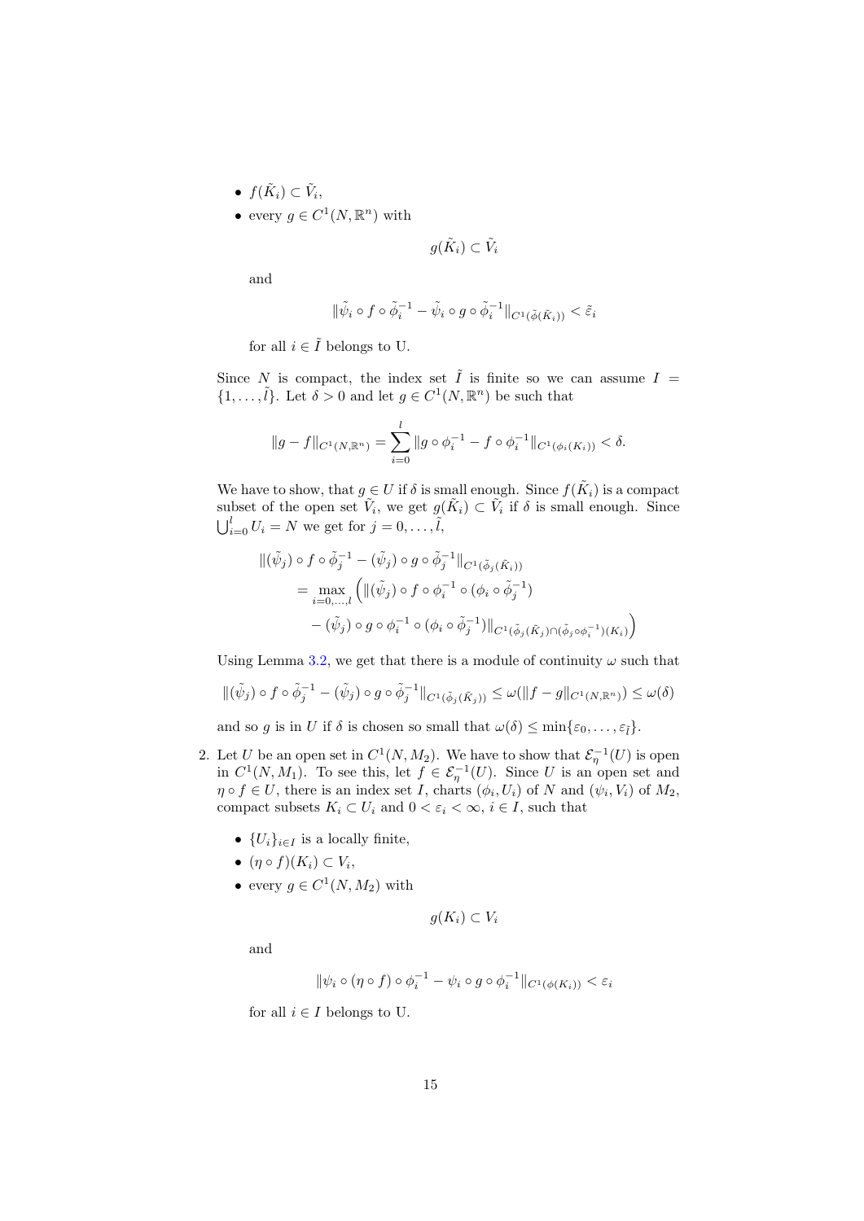- $f(\tilde{K}_i) \subset \tilde{V}_i$,
- every $g \in C^1(N, \mathbb{R}^n)$ with

  $$g(\tilde{K}_i) \subset \tilde{V}_i$$

  and

  $$\|\tilde{\psi}_i \circ f \circ \tilde{\phi}_i^{-1} - \tilde{\psi}_i \circ g \circ \tilde{\phi}_i^{-1}\|_{C^1(\tilde{\phi}(\tilde{K}_i))} < \tilde{\varepsilon}_i$$

  for all $i \in \tilde{I}$ belongs to U.

Since $N$ is compact, the index set $\tilde{I}$ is finite so we can assume $I = \{1, \ldots, \tilde{l}\}$. Let $\delta > 0$ and let $g \in C^1(N, \mathbb{R}^n)$ be such that

$$\|g - f\|_{C^1(N,\mathbb{R}^n)} = \sum_{i=0}^{l} \|g \circ \phi_i^{-1} - f \circ \phi_i^{-1}\|_{C^1(\phi_i(K_i))} < \delta.$$

We have to show, that $g \in U$ if $\delta$ is small enough. Since $f(\tilde{K}_i)$ is a compact subset of the open set $\tilde{V}_i$, we get $g(\tilde{K}_i) \subset \tilde{V}_i$ if $\delta$ is small enough. Since $\bigcup_{i=0}^{l} U_i = N$ we get for $j = 0, \ldots, \tilde{l}$,

$$\begin{aligned}
&\|(\tilde{\psi}_j) \circ f \circ \tilde{\phi}_j^{-1} - (\tilde{\psi}_j) \circ g \circ \tilde{\phi}_j^{-1}\|_{C^1(\tilde{\phi}_j(\tilde{K}_i))} \\
&\quad = \max_{i=0,\ldots,l} \Big( \|(\tilde{\psi}_j) \circ f \circ \phi_i^{-1} \circ (\phi_i \circ \tilde{\phi}_j^{-1}) \\
&\quad\quad - (\tilde{\psi}_j) \circ g \circ \phi_i^{-1} \circ (\phi_i \circ \tilde{\phi}_j^{-1})\|_{C^1(\tilde{\phi}_j(\tilde{K}_j) \cap (\tilde{\phi}_j \circ \phi_i^{-1})(K_i))} \Big)
\end{aligned}$$

Using Lemma 3.2, we get that there is a module of continuity $\omega$ such that

$$\|(\tilde{\psi}_j) \circ f \circ \tilde{\phi}_j^{-1} - (\tilde{\psi}_j) \circ g \circ \tilde{\phi}_j^{-1}\|_{C^1(\tilde{\phi}_j(\tilde{K}_j))} \leq \omega(\|f - g\|_{C^1(N,\mathbb{R}^n)}) \leq \omega(\delta)$$

and so $g$ is in $U$ if $\delta$ is chosen so small that $\omega(\delta) \leq \min\{\varepsilon_0, \ldots, \varepsilon_{\tilde{l}}\}$.

2. Let $U$ be an open set in $C^1(N, M_2)$. We have to show that $\mathcal{E}_\eta^{-1}(U)$ is open in $C^1(N, M_1)$. To see this, let $f \in \mathcal{E}_\eta^{-1}(U)$. Since $U$ is an open set and $\eta \circ f \in U$, there is an index set $I$, charts $(\phi_i, U_i)$ of $N$ and $(\psi_i, V_i)$ of $M_2$, compact subsets $K_i \subset U_i$ and $0 < \varepsilon_i < \infty$, $i \in I$, such that

   - $\{U_i\}_{i \in I}$ is a locally finite,
   - $(\eta \circ f)(K_i) \subset V_i$,
   - every $g \in C^1(N, M_2)$ with

     $$g(K_i) \subset V_i$$

     and

     $$\|\psi_i \circ (\eta \circ f) \circ \phi_i^{-1} - \psi_i \circ g \circ \phi_i^{-1}\|_{C^1(\phi(K_i))} < \varepsilon_i$$

     for all $i \in I$ belongs to U.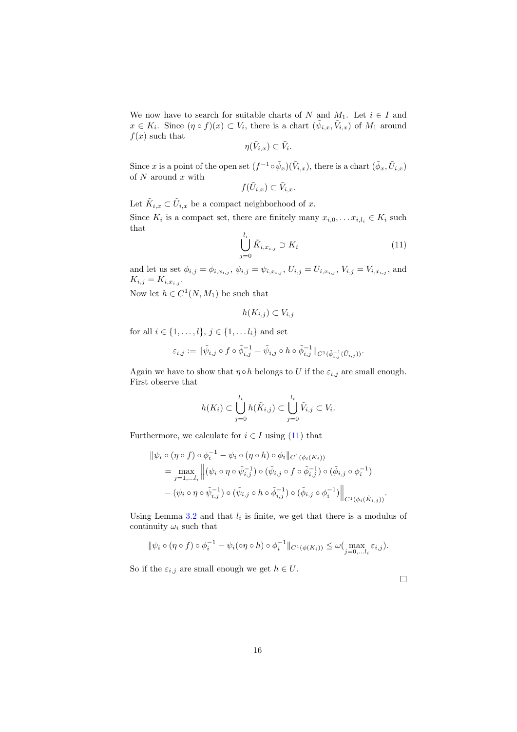We now have to search for suitable charts of $N$ and $M_1$. Let $i \in I$ and $x \in K_i$. Since $(\eta \circ f)(x) \subset V_i$, there is a chart $(\tilde{\psi}_{i,x}, \tilde{V}_{i,x})$ of $M_1$ around $f(x)$ such that

$$\eta(\tilde{V}_{i,x}) \subset \tilde{V}_i.$$

Since $x$ is a point of the open set $(f^{-1} \circ \tilde{\psi}_x)(\tilde{V}_{i,x})$, there is a chart $(\tilde{\phi}_x, \tilde{U}_{i,x})$ of $N$ around $x$ with

$$f(\tilde{U}_{i,x}) \subset \tilde{V}_{i,x}.$$

Let $\tilde{K}_{i,x} \subset \tilde{U}_{i,x}$ be a compact neighborhood of $x$.

Since $K_i$ is a compact set, there are finitely many $x_{i,0}, \ldots x_{i,l_i} \in K_i$ such that

$$\bigcup_{j=0}^{l_i} \tilde{K}_{i,x_{i,j}} \supset K_i \tag{11}$$

and let us set $\phi_{i,j} = \phi_{i,x_{i,j}}$, $\psi_{i,j} = \psi_{i,x_{i,j}}$, $U_{i,j} = U_{i,x_{i,j}}$, $V_{i,j} = V_{i,x_{i,j}}$, and $K_{i,j} = K_{i,x_{i,j}}$.

Now let $h \in C^1(N, M_1)$ be such that

$$h(K_{i,j}) \subset V_{i,j}$$

for all $i \in \{1, \ldots, l\}$, $j \in \{1, \ldots l_i\}$ and set

$$\varepsilon_{i,j} := \|\tilde{\psi}_{i,j} \circ f \circ \tilde{\phi}_{i,j}^{-1} - \tilde{\psi}_{i,j} \circ h \circ \tilde{\phi}_{i,j}^{-1}\|_{C^1(\tilde{\phi}_{i,j}^{-1}(\tilde{U}_{i,j}))}.$$

Again we have to show that $\eta \circ h$ belongs to $U$ if the $\varepsilon_{i,j}$ are small enough. First observe that

$$h(K_i) \subset \bigcup_{j=0}^{l_i} h(\tilde{K}_{i,j}) \subset \bigcup_{j=0}^{l_i} \tilde{V}_{i,j} \subset V_i.$$

Furthermore, we calculate for $i \in I$ using (11) that

$$\begin{aligned}
&\|\psi_i \circ (\eta \circ f) \circ \phi_i^{-1} - \psi_i \circ (\eta \circ h) \circ \phi_i\|_{C^1(\phi_i(K_i))} \\
&\quad = \max_{j=1,\ldots l_i} \Big\| (\psi_i \circ \eta \circ \tilde{\psi}_{i,j}^{-1}) \circ (\tilde{\psi}_{i,j} \circ f \circ \tilde{\phi}_{i,j}^{-1}) \circ (\tilde{\phi}_{i,j} \circ \phi_i^{-1}) \\
&\quad - (\psi_i \circ \eta \circ \tilde{\psi}_{i,j}^{-1}) \circ (\tilde{\psi}_{i,j} \circ h \circ \tilde{\phi}_{i,j}^{-1}) \circ (\tilde{\phi}_{i,j} \circ \phi_i^{-1}) \Big\|_{C^1(\phi_i(\tilde{K}_{i,j}))}.
\end{aligned}$$

Using Lemma 3.2 and that $l_i$ is finite, we get that there is a modulus of continuity $\omega_i$ such that

$$\|\psi_i \circ (\eta \circ f) \circ \phi_i^{-1} - \psi_i(\circ \eta \circ h) \circ \phi_i^{-1}\|_{C^1(\phi(K_i))} \leq \omega(\max_{j=0,\ldots l_i} \varepsilon_{i,j}).$$

So if the $\varepsilon_{i,j}$ are small enough we get $h \in U$.

$\square$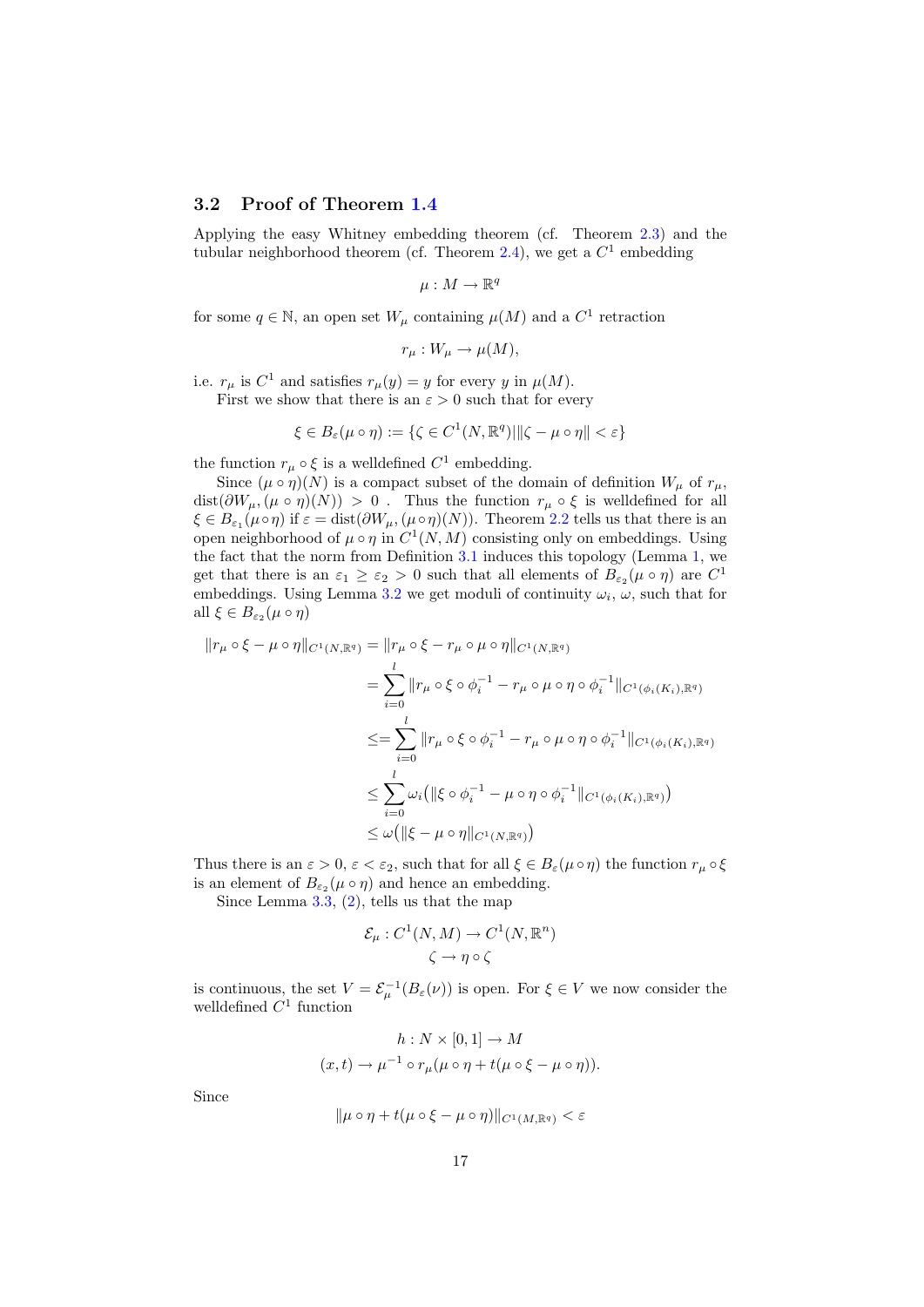### 3.2 Proof of Theorem 1.4

Applying the easy Whitney embedding theorem (cf. Theorem 2.3) and the tubular neighborhood theorem (cf. Theorem 2.4), we get a $C^1$ embedding

$$\mu : M \to \mathbb{R}^q$$

for some $q \in \mathbb{N}$, an open set $W_\mu$ containing $\mu(M)$ and a $C^1$ retraction

$$r_\mu : W_\mu \to \mu(M),$$

i.e. $r_\mu$ is $C^1$ and satisfies $r_\mu(y) = y$ for every $y$ in $\mu(M)$.

First we show that there is an $\varepsilon > 0$ such that for every

$$\xi \in B_\varepsilon(\mu \circ \eta) := \{\zeta \in C^1(N, \mathbb{R}^q) | \|\zeta - \mu \circ \eta\| < \varepsilon\}$$

the function $r_\mu \circ \xi$ is a welldefined $C^1$ embedding.

Since $(\mu \circ \eta)(N)$ is a compact subset of the domain of definition $W_\mu$ of $r_\mu$, $\mathrm{dist}(\partial W_\mu, (\mu \circ \eta)(N)) > 0$ . Thus the function $r_\mu \circ \xi$ is welldefined for all $\xi \in B_{\varepsilon_1}(\mu \circ \eta)$ if $\varepsilon = \mathrm{dist}(\partial W_\mu, (\mu \circ \eta)(N))$. Theorem 2.2 tells us that there is an open neighborhood of $\mu \circ \eta$ in $C^1(N, M)$ consisting only on embeddings. Using the fact that the norm from Definition 3.1 induces this topology (Lemma 1, we get that there is an $\varepsilon_1 \geq \varepsilon_2 > 0$ such that all elements of $B_{\varepsilon_2}(\mu \circ \eta)$ are $C^1$ embeddings. Using Lemma 3.2 we get moduli of continuity $\omega_i$, $\omega$, such that for all $\xi \in B_{\varepsilon_2}(\mu \circ \eta)$

$$\begin{aligned}
\|r_\mu \circ \xi - \mu \circ \eta\|_{C^1(N,\mathbb{R}^q)} &= \|r_\mu \circ \xi - r_\mu \circ \mu \circ \eta\|_{C^1(N,\mathbb{R}^q)} \\
&= \sum_{i=0}^{l} \|r_\mu \circ \xi \circ \phi_i^{-1} - r_\mu \circ \mu \circ \eta \circ \phi_i^{-1}\|_{C^1(\phi_i(K_i),\mathbb{R}^q)} \\
&\leq= \sum_{i=0}^{l} \|r_\mu \circ \xi \circ \phi_i^{-1} - r_\mu \circ \mu \circ \eta \circ \phi_i^{-1}\|_{C^1(\phi_i(K_i),\mathbb{R}^q)} \\
&\leq \sum_{i=0}^{l} \omega_i\big(\|\xi \circ \phi_i^{-1} - \mu \circ \eta \circ \phi_i^{-1}\|_{C^1(\phi_i(K_i),\mathbb{R}^q)}\big) \\
&\leq \omega\big(\|\xi - \mu \circ \eta\|_{C^1(N,\mathbb{R}^q)}\big)
\end{aligned}$$

Thus there is an $\varepsilon > 0$, $\varepsilon < \varepsilon_2$, such that for all $\xi \in B_\varepsilon(\mu \circ \eta)$ the function $r_\mu \circ \xi$ is an element of $B_{\varepsilon_2}(\mu \circ \eta)$ and hence an embedding.

Since Lemma 3.3, (2), tells us that the map

$$\begin{aligned}
\mathcal{E}_\mu : C^1(N, M) &\to C^1(N, \mathbb{R}^n) \\
\zeta &\to \eta \circ \zeta
\end{aligned}$$

is continuous, the set $V = \mathcal{E}_\mu^{-1}(B_\varepsilon(\nu))$ is open. For $\xi \in V$ we now consider the welldefined $C^1$ function

$$\begin{aligned}
h : N \times [0, 1] &\to M \\
(x, t) &\to \mu^{-1} \circ r_\mu(\mu \circ \eta + t(\mu \circ \xi - \mu \circ \eta)).
\end{aligned}$$

Since

$$\|\mu \circ \eta + t(\mu \circ \xi - \mu \circ \eta)\|_{C^1(M,\mathbb{R}^q)} < \varepsilon$$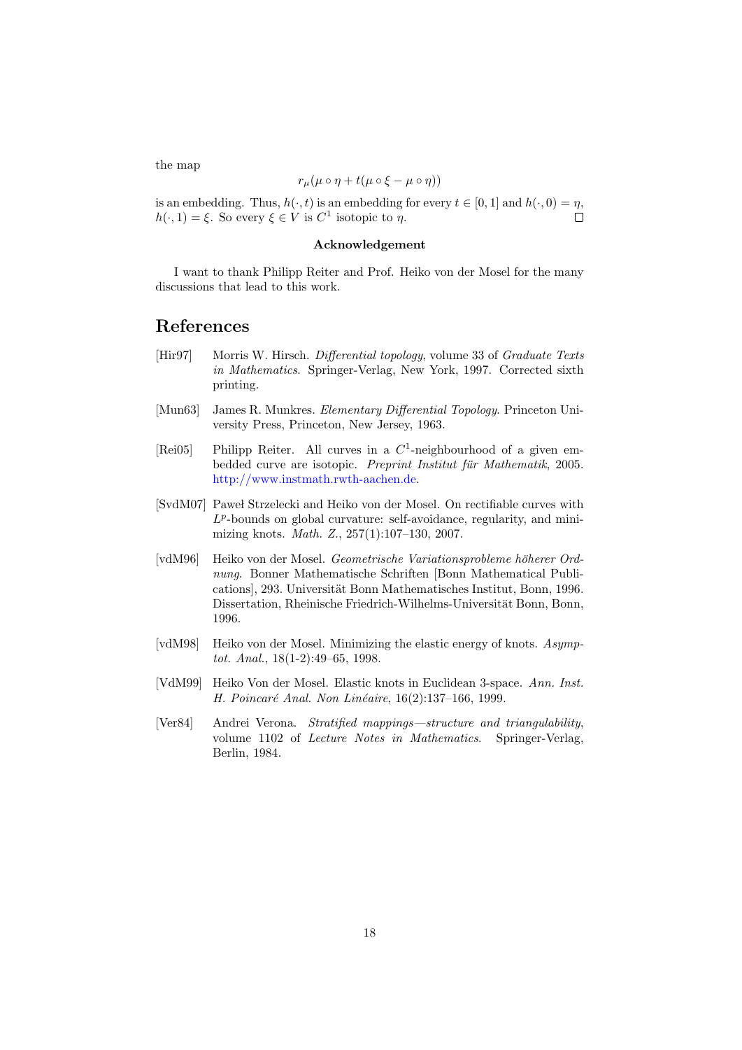the map

$$r_\mu(\mu \circ \eta + t(\mu \circ \xi - \mu \circ \eta))$$

is an embedding. Thus, $h(\cdot, t)$ is an embedding for every $t \in [0, 1]$ and $h(\cdot, 0) = \eta$, $h(\cdot, 1) = \xi$. So every $\xi \in V$ is $C^1$ isotopic to $\eta$. □

### Acknowledgement

I want to thank Philipp Reiter and Prof. Heiko von der Mosel for the many discussions that lead to this work.

## References

[Hir97] Morris W. Hirsch. *Differential topology*, volume 33 of *Graduate Texts in Mathematics*. Springer-Verlag, New York, 1997. Corrected sixth printing.

[Mun63] James R. Munkres. *Elementary Differential Topology*. Princeton University Press, Princeton, New Jersey, 1963.

[Rei05] Philipp Reiter. All curves in a $C^1$-neighbourhood of a given embedded curve are isotopic. *Preprint Institut für Mathematik*, 2005. http://www.instmath.rwth-aachen.de.

[SvdM07] Paweł Strzelecki and Heiko von der Mosel. On rectifiable curves with $L^p$-bounds on global curvature: self-avoidance, regularity, and minimizing knots. *Math. Z.*, 257(1):107–130, 2007.

[vdM96] Heiko von der Mosel. *Geometrische Variationsprobleme höherer Ordnung*. Bonner Mathematische Schriften [Bonn Mathematical Publications], 293. Universität Bonn Mathematisches Institut, Bonn, 1996. Dissertation, Rheinische Friedrich-Wilhelms-Universität Bonn, Bonn, 1996.

[vdM98] Heiko von der Mosel. Minimizing the elastic energy of knots. *Asymptot. Anal.*, 18(1-2):49–65, 1998.

[VdM99] Heiko Von der Mosel. Elastic knots in Euclidean 3-space. *Ann. Inst. H. Poincaré Anal. Non Linéaire*, 16(2):137–166, 1999.

[Ver84] Andrei Verona. *Stratified mappings—structure and triangulability*, volume 1102 of *Lecture Notes in Mathematics*. Springer-Verlag, Berlin, 1984.